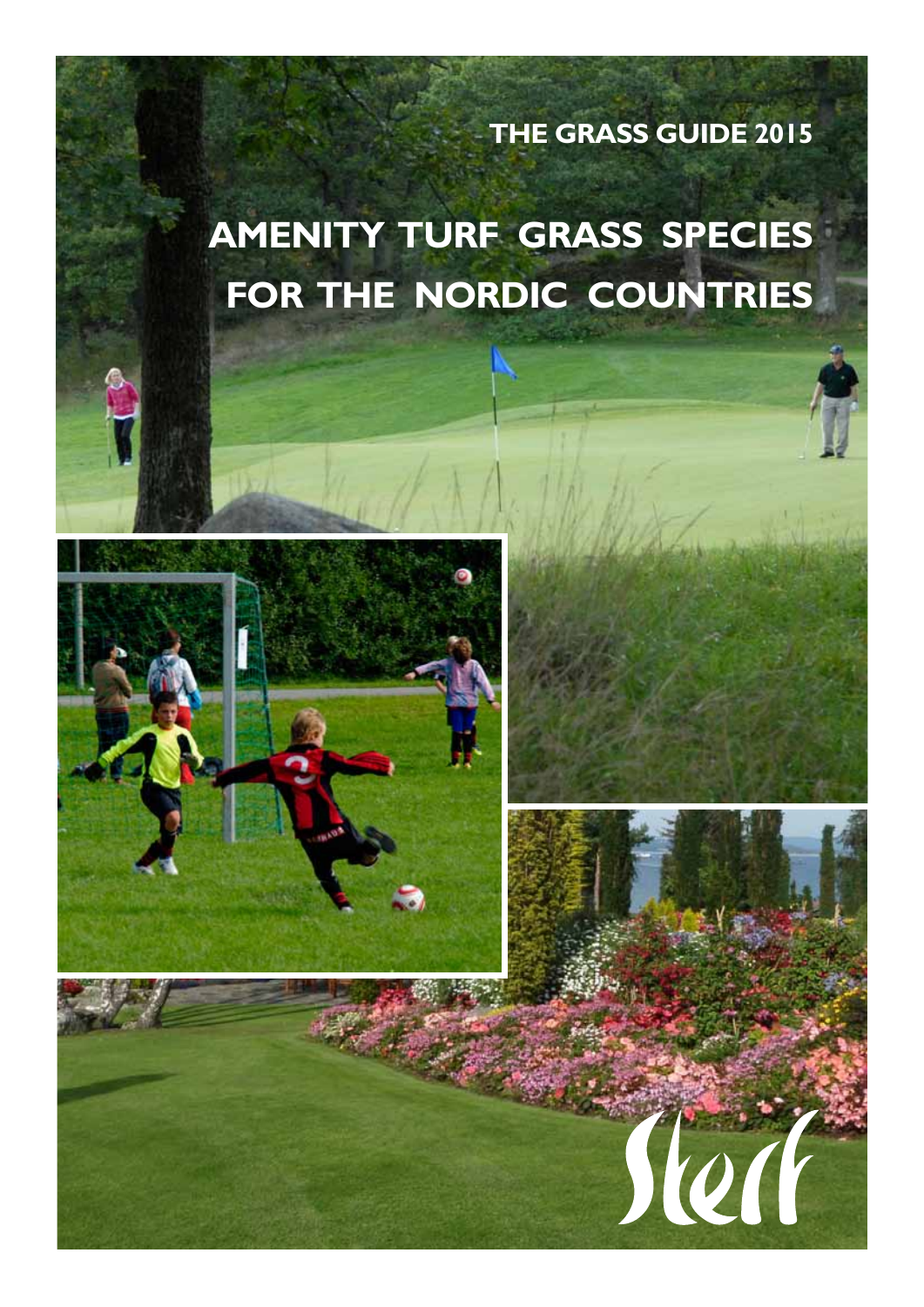THE GRASS GUIDE 2015

# AMENITY TURF GRASS SPECIES FOR THE NORDIC COUNTRIES

Sterf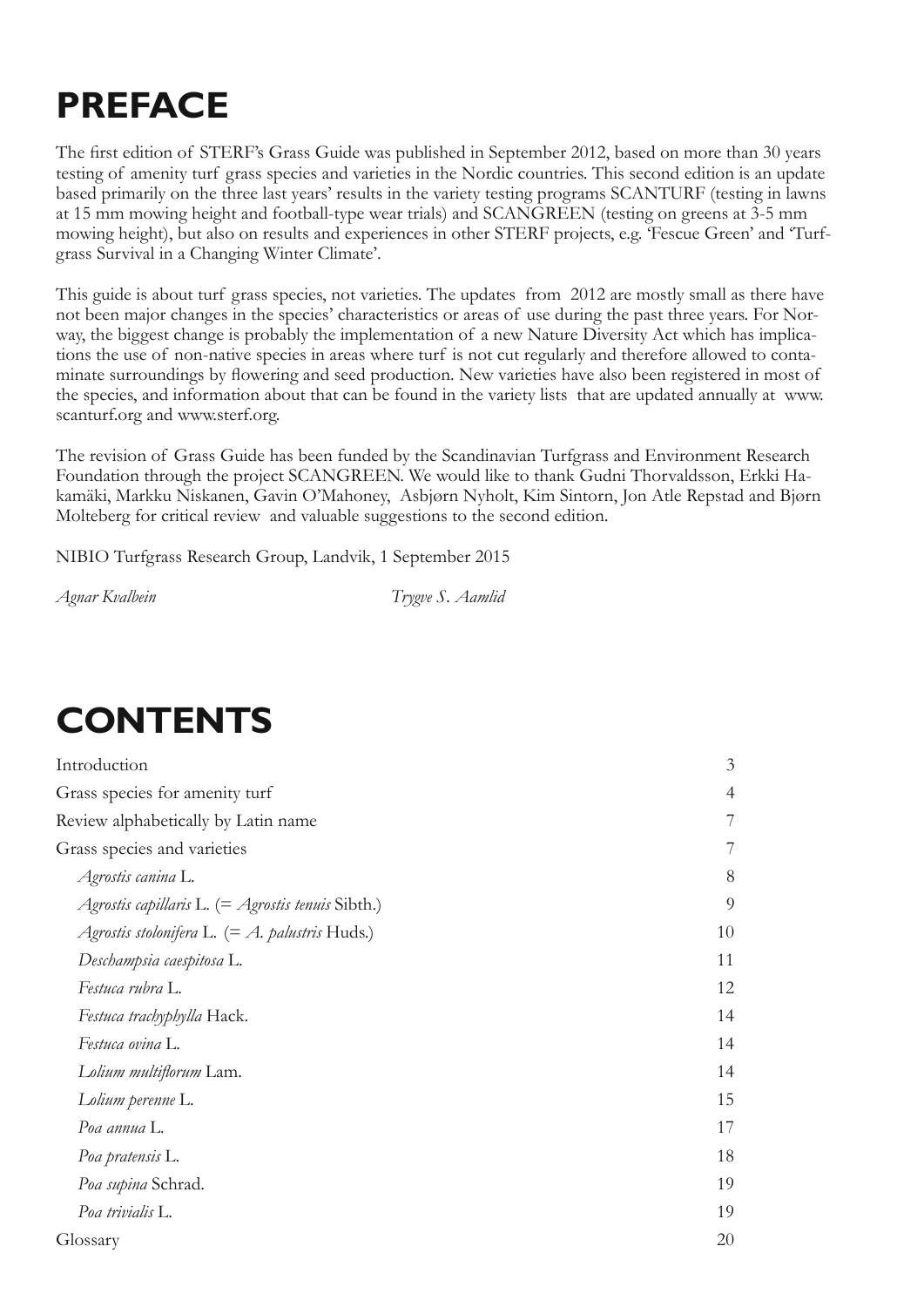# PREFACE

The first edition of STERF's Grass Guide was published in September 2012, based on more than 30 years testing of amenity turf grass species and varieties in the Nordic countries. This second edition is an update based primarily on the three last years' results in the variety testing programs SCANTURF (testing in lawns at 15 mm mowing height and football-type wear trials) and SCANGREEN (testing on greens at 3-5 mm mowing height), but also on results and experiences in other STERF projects, e.g. 'Fescue Green' and 'Turfgrass Survival in a Changing Winter Climate'.

This guide is about turf grass species, not varieties. The updates from 2012 are mostly small as there have not been major changes in the species' characteristics or areas of use during the past three years. For Norway, the biggest change is probably the implementation of a new Nature Diversity Act which has implications the use of non-native species in areas where turf is not cut regularly and therefore allowed to contaminate surroundings by flowering and seed production. New varieties have also been registered in most of the species, and information about that can be found in the variety lists that are updated annually at www.scanturf.org and www.sterf.org.

The revision of Grass Guide has been funded by the Scandinavian Turfgrass and Environment Research Foundation through the project SCANGREEN. We would like to thank Gudni Thorvaldsson, Erkki Hakamäki, Markku Niskanen, Gavin O'Mahoney, Asbjørn Nyholt, Kim Sintorn, Jon Atle Repstad and Bjørn Molteberg for critical review and valuable suggestions to the second edition.

NIBIO Turfgrass Research Group, Landvik, 1 September 2015

*Agnar Kvalbein* *Trygve S. Aamlid*

# CONTENTS

| | |
|---|---|
| Introduction | 3 |
| Grass species for amenity turf | 4 |
| Review alphabetically by Latin name | 7 |
| Grass species and varieties | 7 |
| *Agrostis canina* L. | 8 |
| *Agrostis capillaris* L. (= *Agrostis tenuis* Sibth.) | 9 |
| *Agrostis stolonifera* L. (= *A. palustris* Huds.) | 10 |
| *Deschampsia caespitosa* L. | 11 |
| *Festuca rubra* L. | 12 |
| *Festuca trachyphylla* Hack. | 14 |
| *Festuca ovina* L. | 14 |
| *Lolium multiflorum* Lam. | 14 |
| *Lolium perenne* L. | 15 |
| *Poa annua* L. | 17 |
| *Poa pratensis* L. | 18 |
| *Poa supina* Schrad. | 19 |
| *Poa trivialis* L. | 19 |
| Glossary | 20 |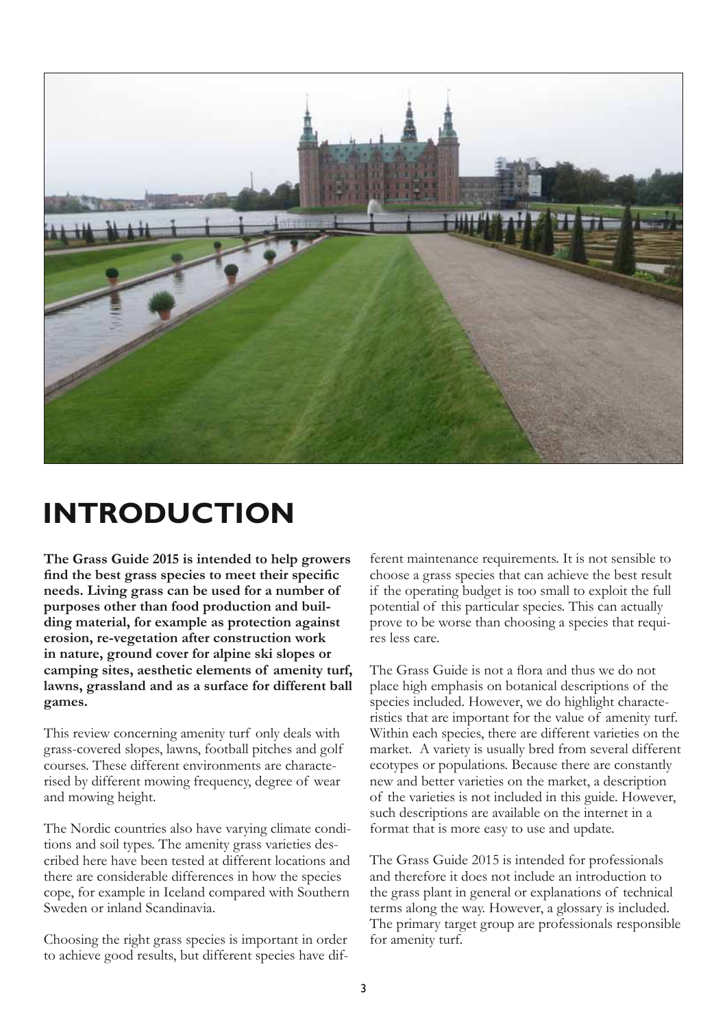# INTRODUCTION

**The Grass Guide 2015 is intended to help growers find the best grass species to meet their specific needs. Living grass can be used for a number of purposes other than food production and building material, for example as protection against erosion, re-vegetation after construction work in nature, ground cover for alpine ski slopes or camping sites, aesthetic elements of amenity turf, lawns, grassland and as a surface for different ball games.**

This review concerning amenity turf only deals with grass-covered slopes, lawns, football pitches and golf courses. These different environments are characterised by different mowing frequency, degree of wear and mowing height.

The Nordic countries also have varying climate conditions and soil types. The amenity grass varieties described here have been tested at different locations and there are considerable differences in how the species cope, for example in Iceland compared with Southern Sweden or inland Scandinavia.

Choosing the right grass species is important in order to achieve good results, but different species have different maintenance requirements. It is not sensible to choose a grass species that can achieve the best result if the operating budget is too small to exploit the full potential of this particular species. This can actually prove to be worse than choosing a species that requires less care.

The Grass Guide is not a flora and thus we do not place high emphasis on botanical descriptions of the species included. However, we do highlight characteristics that are important for the value of amenity turf. Within each species, there are different varieties on the market. A variety is usually bred from several different ecotypes or populations. Because there are constantly new and better varieties on the market, a description of the varieties is not included in this guide. However, such descriptions are available on the internet in a format that is more easy to use and update.

The Grass Guide 2015 is intended for professionals and therefore it does not include an introduction to the grass plant in general or explanations of technical terms along the way. However, a glossary is included. The primary target group are professionals responsible for amenity turf.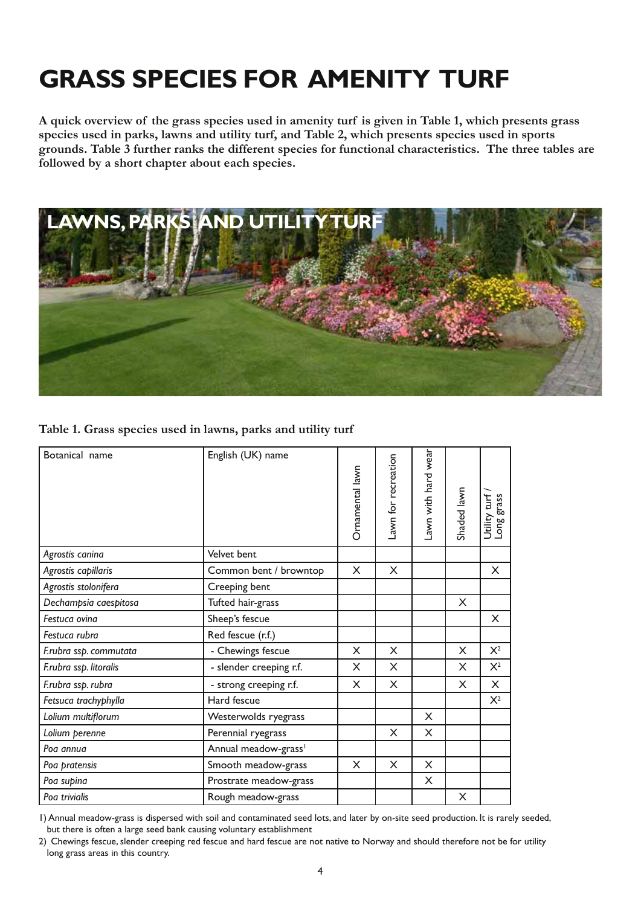# GRASS SPECIES FOR AMENITY TURF

**A quick overview of the grass species used in amenity turf is given in Table 1, which presents grass species used in parks, lawns and utility turf, and Table 2, which presents species used in sports grounds. Table 3 further ranks the different species for functional characteristics. The three tables are followed by a short chapter about each species.**

## LAWNS, PARKS AND UTILITY TURF

**Table 1. Grass species used in lawns, parks and utility turf**

| Botanical name | English (UK) name | Ornamental lawn | Lawn for recreation | Lawn with hard wear | Shaded lawn | Utility turf / Long grass |
|---|---|---|---|---|---|---|
| *Agrostis canina* | Velvet bent | | | | | |
| *Agrostis capillaris* | Common bent / browntop | X | X | | | X |
| *Agrostis stolonifera* | Creeping bent | | | | | |
| *Dechampsia caespitosa* | Tufted hair-grass | | | | X | |
| *Festuca ovina* | Sheep's fescue | | | | | X |
| *Festuca rubra* | Red fescue (r.f.) | | | | | |
| *F.rubra ssp. commutata* | - Chewings fescue | X | X | | X | X[2] |
| *F.rubra ssp. litoralis* | - slender creeping r.f. | X | X | | X | X[2] |
| *F.rubra ssp. rubra* | - strong creeping r.f. | X | X | | X | X |
| *Fetsuca trachyphylla* | Hard fescue | | | | | X[2] |
| *Lolium multiflorum* | Westerwolds ryegrass | | | X | | |
| *Lolium perenne* | Perennial ryegrass | | X | X | | |
| *Poa annua* | Annual meadow-grass[1] | | | | | |
| *Poa pratensis* | Smooth meadow-grass | X | X | X | | |
| *Poa supina* | Prostrate meadow-grass | | | X | | |
| *Poa trivialis* | Rough meadow-grass | | | | X | |

1) Annual meadow-grass is dispersed with soil and contaminated seed lots, and later by on-site seed production. It is rarely seeded, but there is often a large seed bank causing voluntary establishment

2) Chewings fescue, slender creeping red fescue and hard fescue are not native to Norway and should therefore not be for utility long grass areas in this country.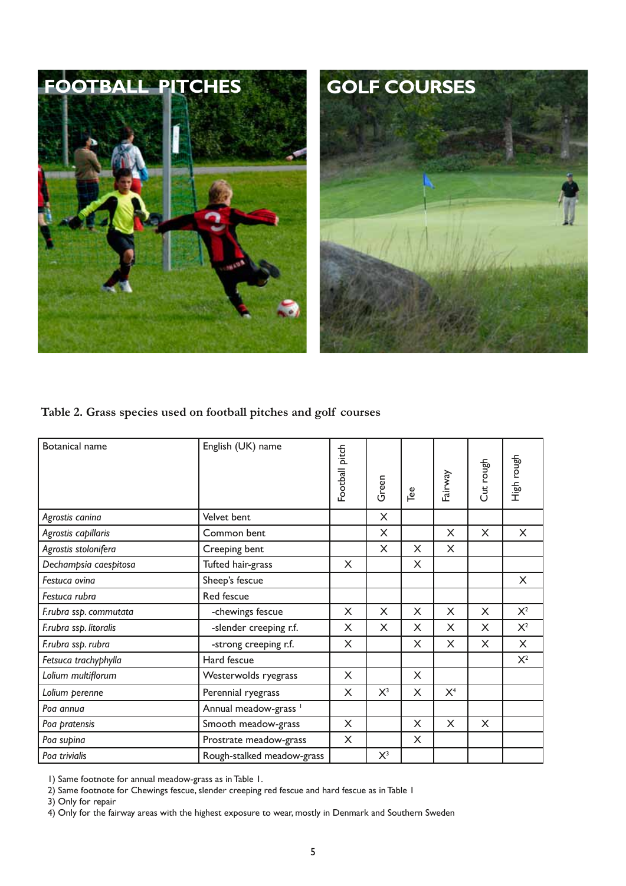# FOOTBALL PITCHES

# GOLF COURSES

**Table 2. Grass species used on football pitches and golf courses**

| Botanical name | English (UK) name | Football pitch | Green | Tee | Fairway | Cut rough | High rough |
|---|---|---|---|---|---|---|---|
| *Agrostis canina* | Velvet bent | | X | | | | |
| *Agrostis capillaris* | Common bent | | X | | X | X | X |
| *Agrostis stolonifera* | Creeping bent | | X | X | X | | |
| *Dechampsia caespitosa* | Tufted hair-grass | X | | X | | | |
| *Festuca ovina* | Sheep's fescue | | | | | | X |
| *Festuca rubra* | Red fescue | | | | | | |
| *F.rubra ssp. commutata* | -chewings fescue | X | X | X | X | X | X[2] |
| *F.rubra ssp. litoralis* | -slender creeping r.f. | X | X | X | X | X | X[2] |
| *F.rubra ssp. rubra* | -strong creeping r.f. | X | | X | X | X | X |
| *Fetsuca trachyphylla* | Hard fescue | | | | | | X[2] |
| *Lolium multiflorum* | Westerwolds ryegrass | X | | X | | | |
| *Lolium perenne* | Perennial ryegrass | X | X[3] | X | X[4] | | |
| *Poa annua* | Annual meadow-grass [1] | | | | | | |
| *Poa pratensis* | Smooth meadow-grass | X | | X | X | X | |
| *Poa supina* | Prostrate meadow-grass | X | | X | | | |
| *Poa trivialis* | Rough-stalked meadow-grass | | X[3] | | | | |

1) Same footnote for annual meadow-grass as in Table 1.
2) Same footnote for Chewings fescue, slender creeping red fescue and hard fescue as in Table 1
3) Only for repair
4) Only for the fairway areas with the highest exposure to wear, mostly in Denmark and Southern Sweden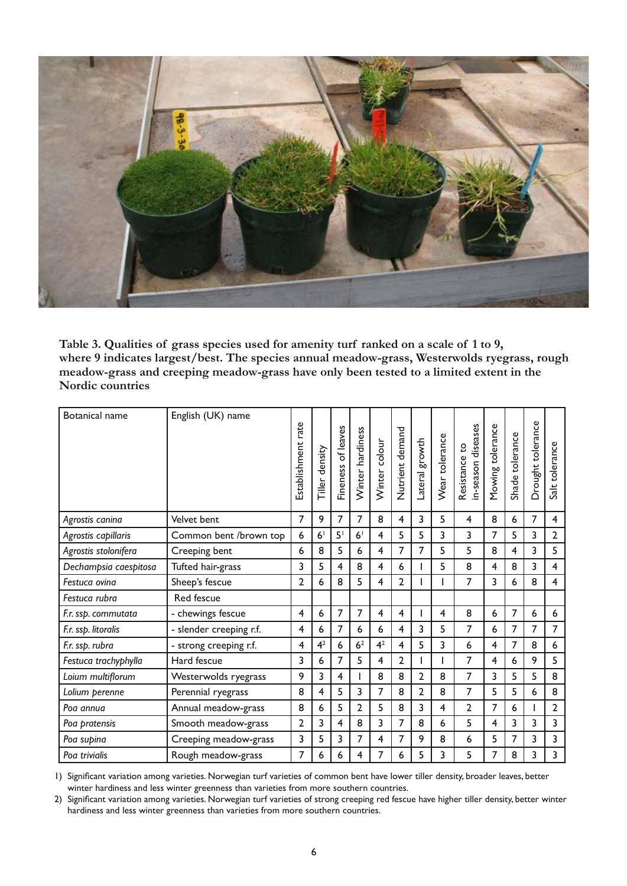**Table 3. Qualities of grass species used for amenity turf ranked on a scale of 1 to 9, where 9 indicates largest/best. The species annual meadow-grass, Westerwolds ryegrass, rough meadow-grass and creeping meadow-grass have only been tested to a limited extent in the Nordic countries**

| Botanical name | English (UK) name | Establishment rate | Tiller density | Fineness of leaves | Winter hardiness | Winter colour | Nutrient demand | Lateral growth | Wear tolerance | Resistance to in-season diseases | Mowing tolerance | Shade tolerance | Drought tolerance | Salt tolerance |
|---|---|---|---|---|---|---|---|---|---|---|---|---|---|---|
| *Agrostis canina* | Velvet bent | 7 | 9 | 7 | 7 | 8 | 4 | 3 | 5 | 4 | 8 | 6 | 7 | 4 |
| *Agrostis capillaris* | Common bent /brown top | 6 | 6[1] | 5[1] | 6[1] | 4 | 5 | 5 | 3 | 3 | 7 | 5 | 3 | 2 |
| *Agrostis stolonifera* | Creeping bent | 6 | 8 | 5 | 6 | 4 | 7 | 7 | 5 | 5 | 8 | 4 | 3 | 5 |
| *Dechampsia caespitosa* | Tufted hair-grass | 3 | 5 | 4 | 8 | 4 | 6 | 1 | 5 | 8 | 4 | 8 | 3 | 4 |
| *Festuca ovina* | Sheep's fescue | 2 | 6 | 8 | 5 | 4 | 2 | 1 | 1 | 7 | 3 | 6 | 8 | 4 |
| *Festuca rubra* | Red fescue | | | | | | | | | | | | | |
| *F.r. ssp. commutata* | - chewings fescue | 4 | 6 | 7 | 7 | 4 | 4 | 1 | 4 | 8 | 6 | 7 | 6 | 6 |
| *F.r. ssp. litoralis* | - slender creeping r.f. | 4 | 6 | 7 | 6 | 6 | 4 | 3 | 5 | 7 | 6 | 7 | 7 | 7 |
| *F.r. ssp. rubra* | - strong creeping r.f. | 4 | 4[2] | 6 | 6[2] | 4[2] | 4 | 5 | 3 | 6 | 4 | 7 | 8 | 6 |
| *Festuca trachyphylla* | Hard fescue | 3 | 6 | 7 | 5 | 4 | 2 | 1 | 1 | 7 | 4 | 6 | 9 | 5 |
| *Loium multiflorum* | Westerwolds ryegrass | 9 | 3 | 4 | 1 | 8 | 8 | 2 | 8 | 7 | 3 | 5 | 5 | 8 |
| *Lolium perenne* | Perennial ryegrass | 8 | 4 | 5 | 3 | 7 | 8 | 2 | 8 | 7 | 5 | 5 | 6 | 8 |
| *Poa annua* | Annual meadow-grass | 8 | 6 | 5 | 2 | 5 | 8 | 3 | 4 | 2 | 7 | 6 | 1 | 2 |
| *Poa pratensis* | Smooth meadow-grass | 2 | 3 | 4 | 8 | 3 | 7 | 8 | 6 | 5 | 4 | 3 | 3 | 3 |
| *Poa supina* | Creeping meadow-grass | 3 | 5 | 3 | 7 | 4 | 7 | 9 | 8 | 6 | 5 | 7 | 3 | 3 |
| *Poa trivialis* | Rough meadow-grass | 7 | 6 | 6 | 4 | 7 | 6 | 5 | 3 | 5 | 7 | 8 | 3 | 3 |

1) Significant variation among varieties. Norwegian turf varieties of common bent have lower tiller density, broader leaves, better winter hardiness and less winter greenness than varieties from more southern countries.

2) Significant variation among varieties. Norwegian turf varieties of strong creeping red fescue have higher tiller density, better winter hardiness and less winter greenness than varieties from more southern countries.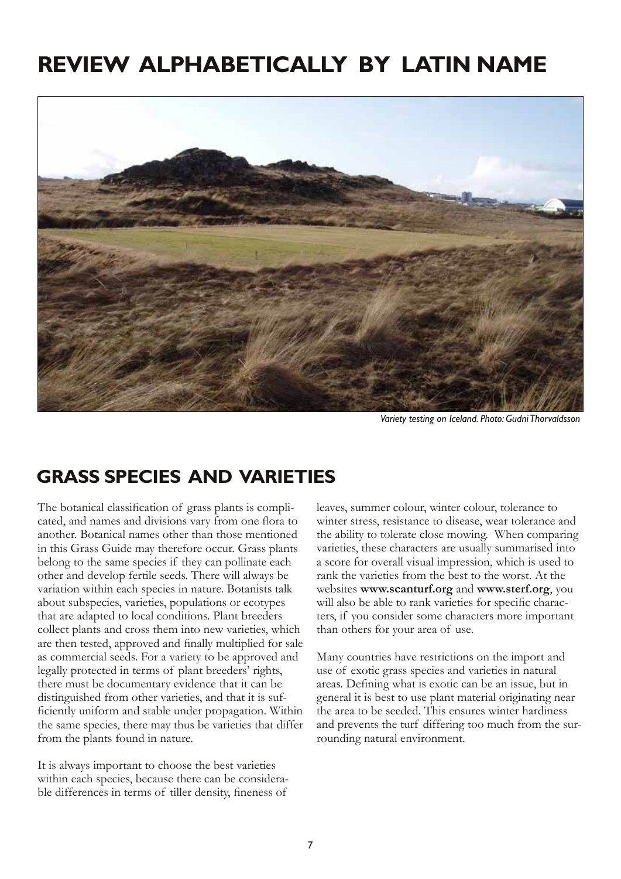# REVIEW ALPHABETICALLY BY LATIN NAME

*Variety testing on Iceland. Photo: Gudni Thorvaldsson*

## GRASS SPECIES AND VARIETIES

The botanical classification of grass plants is complicated, and names and divisions vary from one flora to another. Botanical names other than those mentioned in this Grass Guide may therefore occur. Grass plants belong to the same species if they can pollinate each other and develop fertile seeds. There will always be variation within each species in nature. Botanists talk about subspecies, varieties, populations or ecotypes that are adapted to local conditions. Plant breeders collect plants and cross them into new varieties, which are then tested, approved and finally multiplied for sale as commercial seeds. For a variety to be approved and legally protected in terms of plant breeders' rights, there must be documentary evidence that it can be distinguished from other varieties, and that it is sufficiently uniform and stable under propagation. Within the same species, there may thus be varieties that differ from the plants found in nature.

It is always important to choose the best varieties within each species, because there can be considerable differences in terms of tiller density, fineness of leaves, summer colour, winter colour, tolerance to winter stress, resistance to disease, wear tolerance and the ability to tolerate close mowing. When comparing varieties, these characters are usually summarised into a score for overall visual impression, which is used to rank the varieties from the best to the worst. At the websites **www.scanturf.org** and **www.sterf.org**, you will also be able to rank varieties for specific characters, if you consider some characters more important than others for your area of use.

Many countries have restrictions on the import and use of exotic grass species and varieties in natural areas. Defining what is exotic can be an issue, but in general it is best to use plant material originating near the area to be seeded. This ensures winter hardiness and prevents the turf differing too much from the surrounding natural environment.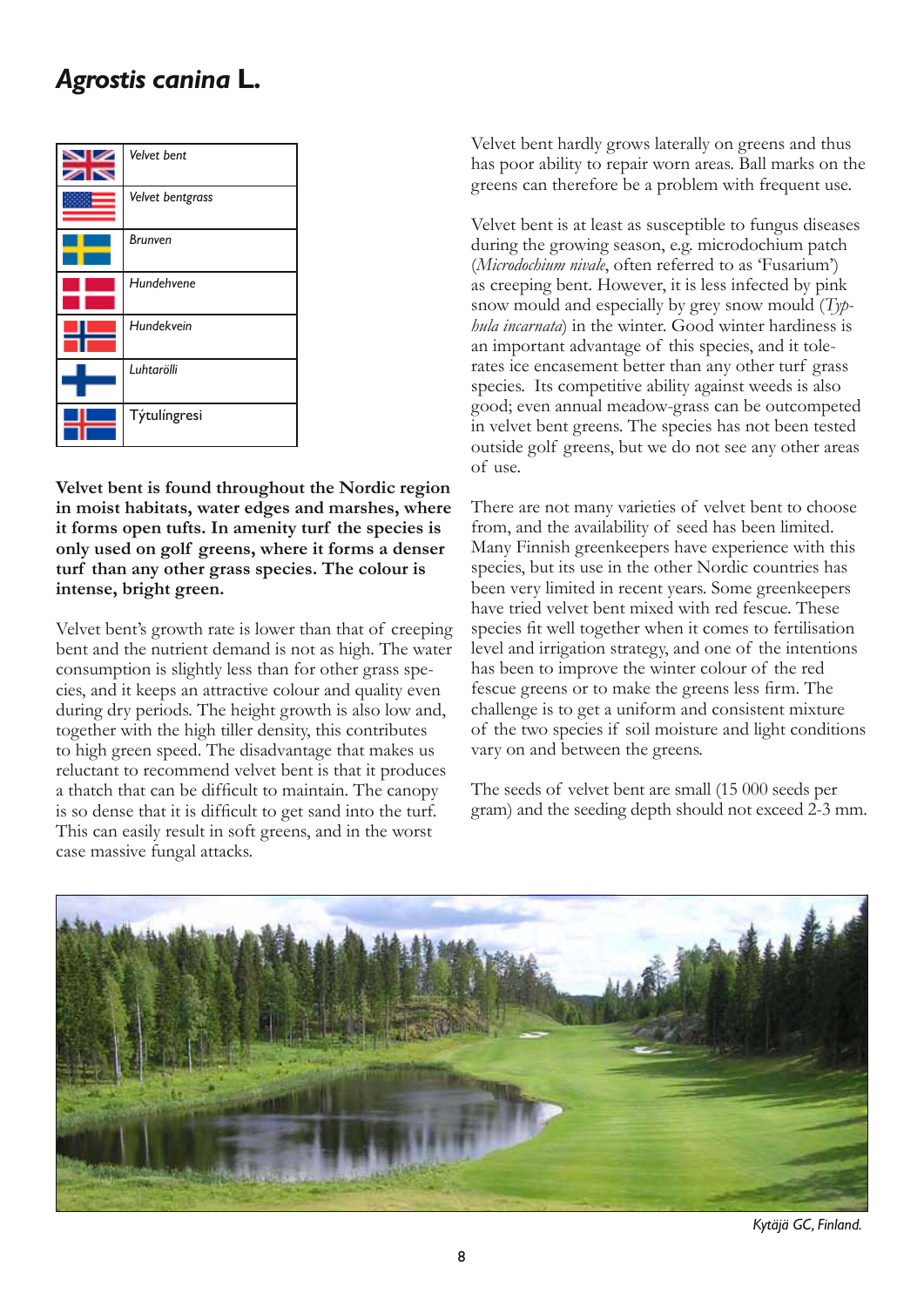# *Agrostis canina* L.

| | |
|---|---|
| | *Velvet bent* |
| | *Velvet bentgrass* |
| | *Brunven* |
| | *Hundehvene* |
| | *Hundekvein* |
| | *Luhtarölli* |
| | Týtulíngresi |

**Velvet bent is found throughout the Nordic region in moist habitats, water edges and marshes, where it forms open tufts. In amenity turf the species is only used on golf greens, where it forms a denser turf than any other grass species. The colour is intense, bright green.**

Velvet bent's growth rate is lower than that of creeping bent and the nutrient demand is not as high. The water consumption is slightly less than for other grass species, and it keeps an attractive colour and quality even during dry periods. The height growth is also low and, together with the high tiller density, this contributes to high green speed. The disadvantage that makes us reluctant to recommend velvet bent is that it produces a thatch that can be difficult to maintain. The canopy is so dense that it is difficult to get sand into the turf. This can easily result in soft greens, and in the worst case massive fungal attacks.

Velvet bent hardly grows laterally on greens and thus has poor ability to repair worn areas. Ball marks on the greens can therefore be a problem with frequent use.

Velvet bent is at least as susceptible to fungus diseases during the growing season, e.g. microdochium patch (*Microdochium nivale*, often referred to as 'Fusarium') as creeping bent. However, it is less infected by pink snow mould and especially by grey snow mould (*Typhula incarnata*) in the winter. Good winter hardiness is an important advantage of this species, and it tolerates ice encasement better than any other turf grass species. Its competitive ability against weeds is also good; even annual meadow-grass can be outcompeted in velvet bent greens. The species has not been tested outside golf greens, but we do not see any other areas of use.

There are not many varieties of velvet bent to choose from, and the availability of seed has been limited. Many Finnish greenkeepers have experience with this species, but its use in the other Nordic countries has been very limited in recent years. Some greenkeepers have tried velvet bent mixed with red fescue. These species fit well together when it comes to fertilisation level and irrigation strategy, and one of the intentions has been to improve the winter colour of the red fescue greens or to make the greens less firm. The challenge is to get a uniform and consistent mixture of the two species if soil moisture and light conditions vary on and between the greens.

The seeds of velvet bent are small (15 000 seeds per gram) and the seeding depth should not exceed 2-3 mm.

*Kytäjä GC, Finland.*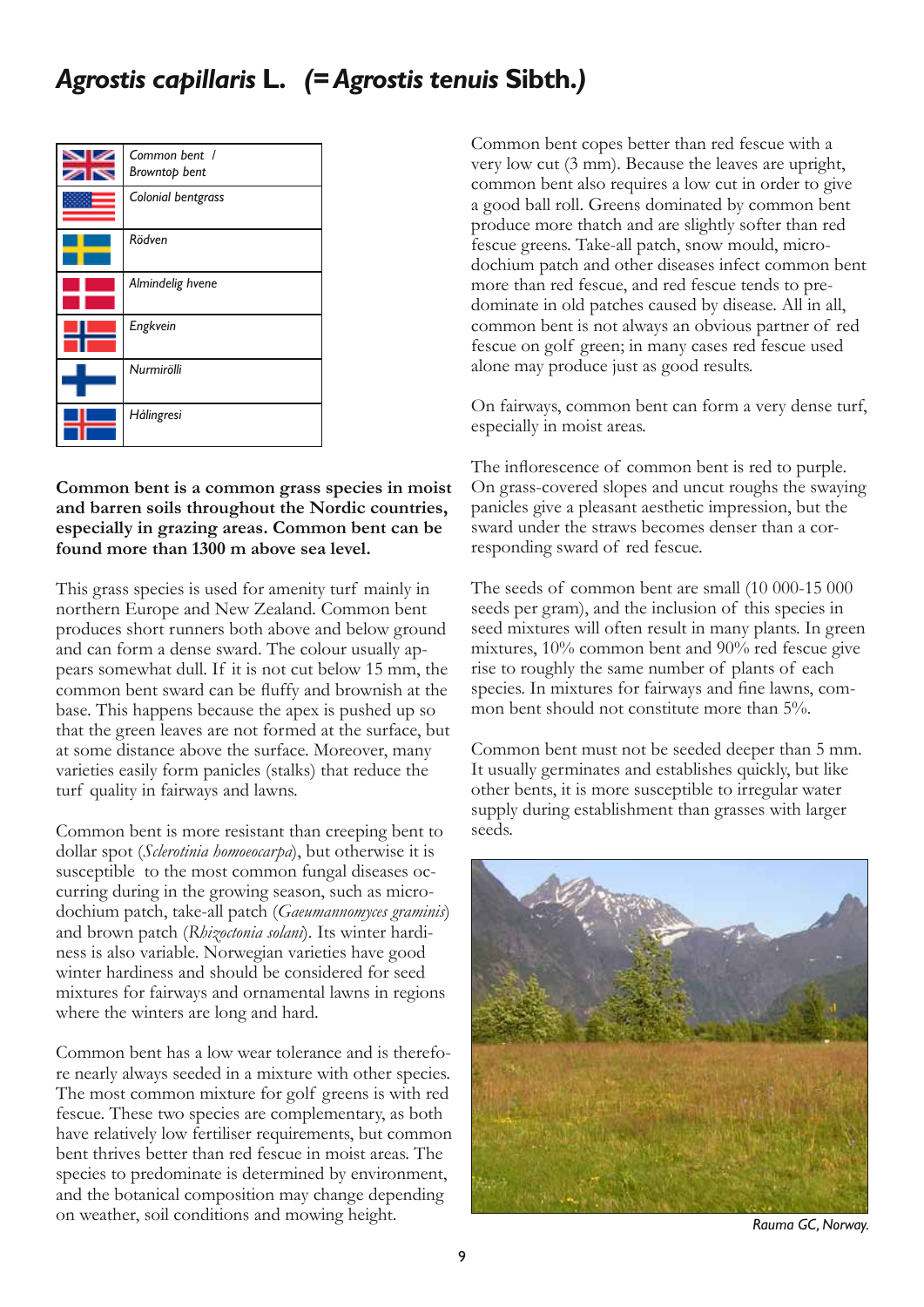# *Agrostis capillaris* L. (= *Agrostis tenuis* Sibth.)

| | |
|---|---|
| | *Common bent / Browntop bent* |
| | *Colonial bentgrass* |
| | *Rödven* |
| | *Almindelig hvene* |
| | *Engkvein* |
| | *Nurmirölli* |
| | *Hálingresi* |

**Common bent is a common grass species in moist and barren soils throughout the Nordic countries, especially in grazing areas. Common bent can be found more than 1300 m above sea level.**

This grass species is used for amenity turf mainly in northern Europe and New Zealand. Common bent produces short runners both above and below ground and can form a dense sward. The colour usually appears somewhat dull. If it is not cut below 15 mm, the common bent sward can be fluffy and brownish at the base. This happens because the apex is pushed up so that the green leaves are not formed at the surface, but at some distance above the surface. Moreover, many varieties easily form panicles (stalks) that reduce the turf quality in fairways and lawns.

Common bent is more resistant than creeping bent to dollar spot (*Sclerotinia homoeocarpa*), but otherwise it is susceptible to the most common fungal diseases occurring during in the growing season, such as microdochium patch, take-all patch (*Gaeumannomyces graminis*) and brown patch (*Rhizoctonia solani*). Its winter hardiness is also variable. Norwegian varieties have good winter hardiness and should be considered for seed mixtures for fairways and ornamental lawns in regions where the winters are long and hard.

Common bent has a low wear tolerance and is therefore nearly always seeded in a mixture with other species. The most common mixture for golf greens is with red fescue. These two species are complementary, as both have relatively low fertiliser requirements, but common bent thrives better than red fescue in moist areas. The species to predominate is determined by environment, and the botanical composition may change depending on weather, soil conditions and mowing height.

Common bent copes better than red fescue with a very low cut (3 mm). Because the leaves are upright, common bent also requires a low cut in order to give a good ball roll. Greens dominated by common bent produce more thatch and are slightly softer than red fescue greens. Take-all patch, snow mould, microdochium patch and other diseases infect common bent more than red fescue, and red fescue tends to predominate in old patches caused by disease. All in all, common bent is not always an obvious partner of red fescue on golf green; in many cases red fescue used alone may produce just as good results.

On fairways, common bent can form a very dense turf, especially in moist areas.

The inflorescence of common bent is red to purple. On grass-covered slopes and uncut roughs the swaying panicles give a pleasant aesthetic impression, but the sward under the straws becomes denser than a corresponding sward of red fescue.

The seeds of common bent are small (10 000-15 000 seeds per gram), and the inclusion of this species in seed mixtures will often result in many plants. In green mixtures, 10% common bent and 90% red fescue give rise to roughly the same number of plants of each species. In mixtures for fairways and fine lawns, common bent should not constitute more than 5%.

Common bent must not be seeded deeper than 5 mm. It usually germinates and establishes quickly, but like other bents, it is more susceptible to irregular water supply during establishment than grasses with larger seeds.

*Rauma GC, Norway.*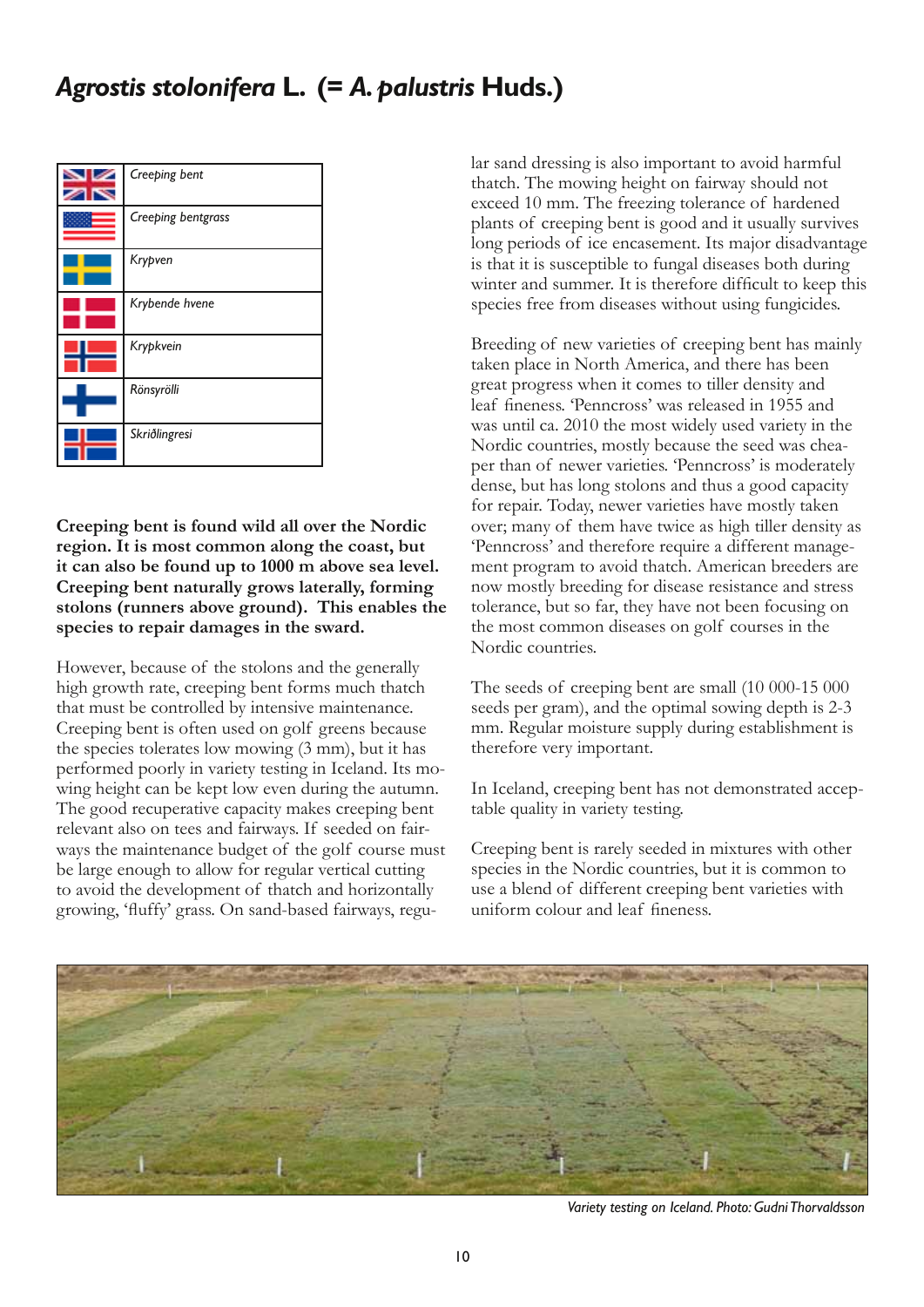# *Agrostis stolonifera* L. (= *A. palustris* Huds.)

| | |
|---|---|
| | *Creeping bent* |
| | *Creeping bentgrass* |
| | *Krypven* |
| | *Krybende hvene* |
| | *Krypkvein* |
| | *Rönsyrölli* |
| | *Skriðlingresi* |

**Creeping bent is found wild all over the Nordic region. It is most common along the coast, but it can also be found up to 1000 m above sea level. Creeping bent naturally grows laterally, forming stolons (runners above ground). This enables the species to repair damages in the sward.**

However, because of the stolons and the generally high growth rate, creeping bent forms much thatch that must be controlled by intensive maintenance. Creeping bent is often used on golf greens because the species tolerates low mowing (3 mm), but it has performed poorly in variety testing in Iceland. Its mowing height can be kept low even during the autumn. The good recuperative capacity makes creeping bent relevant also on tees and fairways. If seeded on fairways the maintenance budget of the golf course must be large enough to allow for regular vertical cutting to avoid the development of thatch and horizontally growing, 'fluffy' grass. On sand-based fairways, regular sand dressing is also important to avoid harmful thatch. The mowing height on fairway should not exceed 10 mm. The freezing tolerance of hardened plants of creeping bent is good and it usually survives long periods of ice encasement. Its major disadvantage is that it is susceptible to fungal diseases both during winter and summer. It is therefore difficult to keep this species free from diseases without using fungicides.

Breeding of new varieties of creeping bent has mainly taken place in North America, and there has been great progress when it comes to tiller density and leaf fineness. 'Penncross' was released in 1955 and was until ca. 2010 the most widely used variety in the Nordic countries, mostly because the seed was cheaper than of newer varieties. 'Penncross' is moderately dense, but has long stolons and thus a good capacity for repair. Today, newer varieties have mostly taken over; many of them have twice as high tiller density as 'Penncross' and therefore require a different management program to avoid thatch. American breeders are now mostly breeding for disease resistance and stress tolerance, but so far, they have not been focusing on the most common diseases on golf courses in the Nordic countries.

The seeds of creeping bent are small (10 000-15 000 seeds per gram), and the optimal sowing depth is 2-3 mm. Regular moisture supply during establishment is therefore very important.

In Iceland, creeping bent has not demonstrated acceptable quality in variety testing.

Creeping bent is rarely seeded in mixtures with other species in the Nordic countries, but it is common to use a blend of different creeping bent varieties with uniform colour and leaf fineness.

*Variety testing on Iceland. Photo: Gudni Thorvaldsson*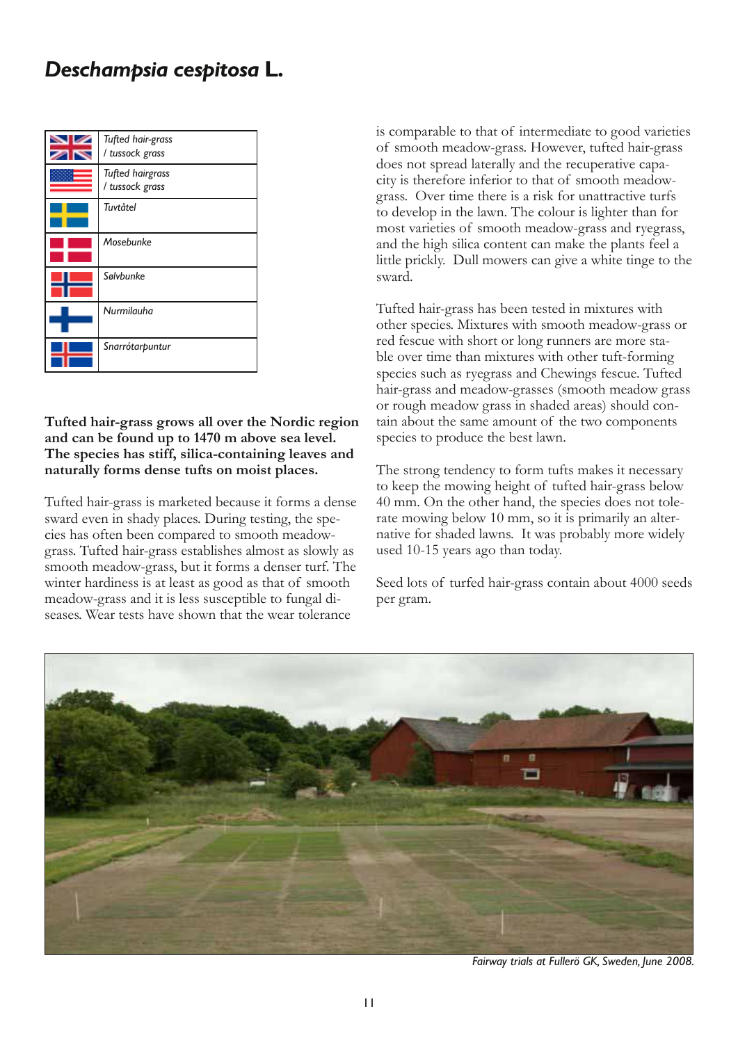# *Deschampsia cespitosa* L.

| | |
|---|---|
| | *Tufted hair-grass / tussock grass* |
| | *Tufted hairgrass / tussock grass* |
| | *Tuvtåtel* |
| | *Mosebunke* |
| | *Sølvbunke* |
| | *Nurmilauha* |
| | *Snarrótarpuntur* |

**Tufted hair-grass grows all over the Nordic region and can be found up to 1470 m above sea level. The species has stiff, silica-containing leaves and naturally forms dense tufts on moist places.**

Tufted hair-grass is marketed because it forms a dense sward even in shady places. During testing, the species has often been compared to smooth meadow-grass. Tufted hair-grass establishes almost as slowly as smooth meadow-grass, but it forms a denser turf. The winter hardiness is at least as good as that of smooth meadow-grass and it is less susceptible to fungal diseases. Wear tests have shown that the wear tolerance is comparable to that of intermediate to good varieties of smooth meadow-grass. However, tufted hair-grass does not spread laterally and the recuperative capacity is therefore inferior to that of smooth meadow-grass. Over time there is a risk for unattractive turfs to develop in the lawn. The colour is lighter than for most varieties of smooth meadow-grass and ryegrass, and the high silica content can make the plants feel a little prickly. Dull mowers can give a white tinge to the sward.

Tufted hair-grass has been tested in mixtures with other species. Mixtures with smooth meadow-grass or red fescue with short or long runners are more stable over time than mixtures with other tuft-forming species such as ryegrass and Chewings fescue. Tufted hair-grass and meadow-grasses (smooth meadow grass or rough meadow grass in shaded areas) should contain about the same amount of the two components species to produce the best lawn.

The strong tendency to form tufts makes it necessary to keep the mowing height of tufted hair-grass below 40 mm. On the other hand, the species does not tolerate mowing below 10 mm, so it is primarily an alternative for shaded lawns. It was probably more widely used 10-15 years ago than today.

Seed lots of turfed hair-grass contain about 4000 seeds per gram.

*Fairway trials at Fullerö GK, Sweden, June 2008.*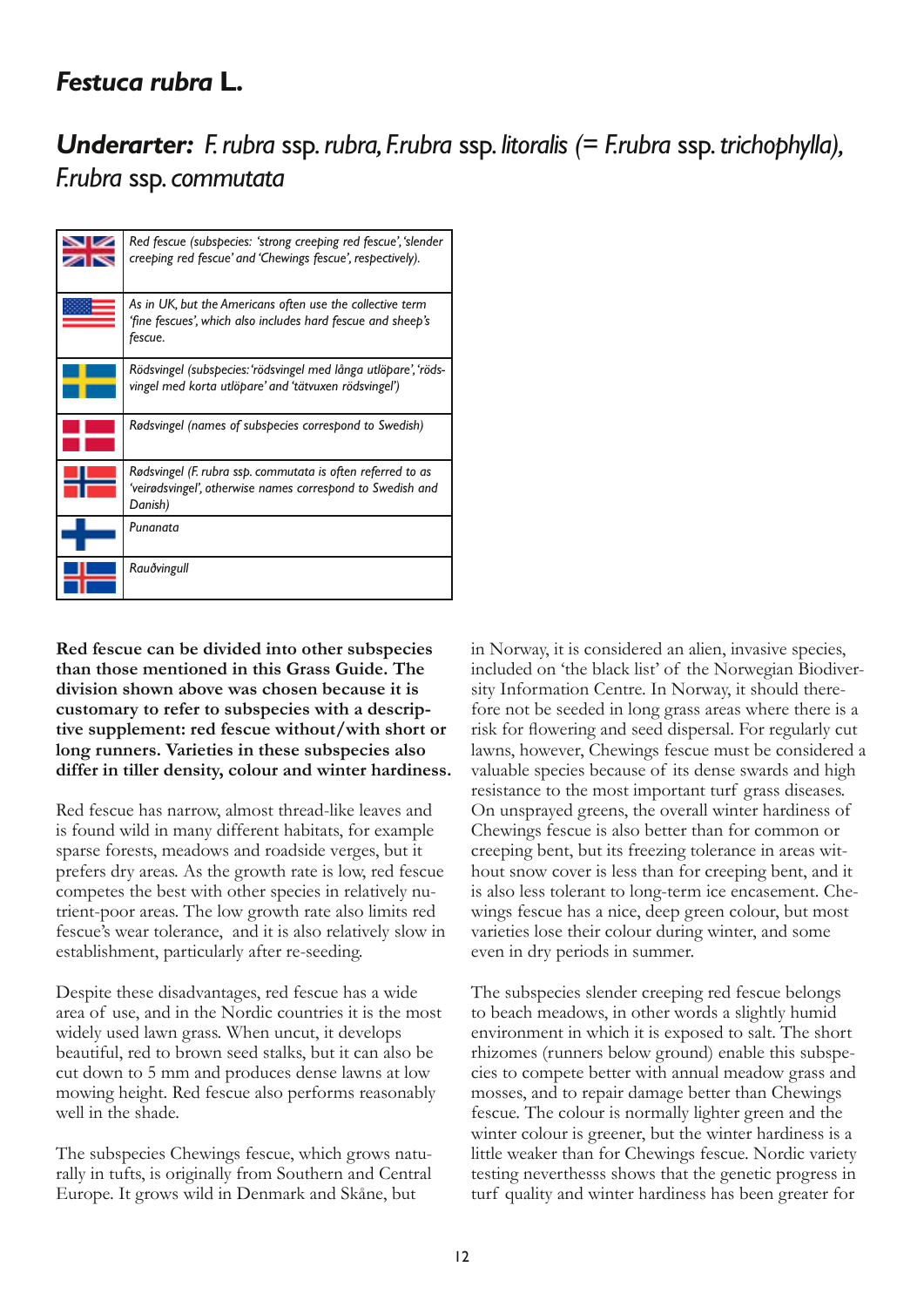## *Festuca rubra* L.

## Underarter: *F. rubra* ssp. *rubra*, *F.rubra* ssp. *litoralis* (= *F.rubra* ssp. *trichophylla*), *F.rubra* ssp. *commutata*

| | |
|---|---|
| UK | *Red fescue (subspecies: 'strong creeping red fescue', 'slender creeping red fescue' and 'Chewings fescue', respectively).* |
| USA | *As in UK, but the Americans often use the collective term 'fine fescues', which also includes hard fescue and sheep's fescue.* |
| Sweden | *Rödsvingel (subspecies: 'rödsvingel med långa utlöpare', 'rödsvingel med korta utlöpare' and 'tätvuxen rödsvingel')* |
| Denmark | *Rødsvingel (names of subspecies correspond to Swedish)* |
| Norway | *Rødsvingel (F. rubra ssp. commutata is often referred to as 'veirødsvingel', otherwise names correspond to Swedish and Danish)* |
| Finland | *Punanata* |
| Iceland | *Rauðvingull* |

**Red fescue can be divided into other subspecies than those mentioned in this Grass Guide. The division shown above was chosen because it is customary to refer to subspecies with a descriptive supplement: red fescue without/with short or long runners. Varieties in these subspecies also differ in tiller density, colour and winter hardiness.**

Red fescue has narrow, almost thread-like leaves and is found wild in many different habitats, for example sparse forests, meadows and roadside verges, but it prefers dry areas. As the growth rate is low, red fescue competes the best with other species in relatively nutrient-poor areas. The low growth rate also limits red fescue's wear tolerance, and it is also relatively slow in establishment, particularly after re-seeding.

Despite these disadvantages, red fescue has a wide area of use, and in the Nordic countries it is the most widely used lawn grass. When uncut, it develops beautiful, red to brown seed stalks, but it can also be cut down to 5 mm and produces dense lawns at low mowing height. Red fescue also performs reasonably well in the shade.

The subspecies Chewings fescue, which grows naturally in tufts, is originally from Southern and Central Europe. It grows wild in Denmark and Skåne, but in Norway, it is considered an alien, invasive species, included on 'the black list' of the Norwegian Biodiversity Information Centre. In Norway, it should therefore not be seeded in long grass areas where there is a risk for flowering and seed dispersal. For regularly cut lawns, however, Chewings fescue must be considered a valuable species because of its dense swards and high resistance to the most important turf grass diseases. On unsprayed greens, the overall winter hardiness of Chewings fescue is also better than for common or creeping bent, but its freezing tolerance in areas without snow cover is less than for creeping bent, and it is also less tolerant to long-term ice encasement. Chewings fescue has a nice, deep green colour, but most varieties lose their colour during winter, and some even in dry periods in summer.

The subspecies slender creeping red fescue belongs to beach meadows, in other words a slightly humid environment in which it is exposed to salt. The short rhizomes (runners below ground) enable this subspecies to compete better with annual meadow grass and mosses, and to repair damage better than Chewings fescue. The colour is normally lighter green and the winter colour is greener, but the winter hardiness is a little weaker than for Chewings fescue. Nordic variety testing neverthesss shows that the genetic progress in turf quality and winter hardiness has been greater for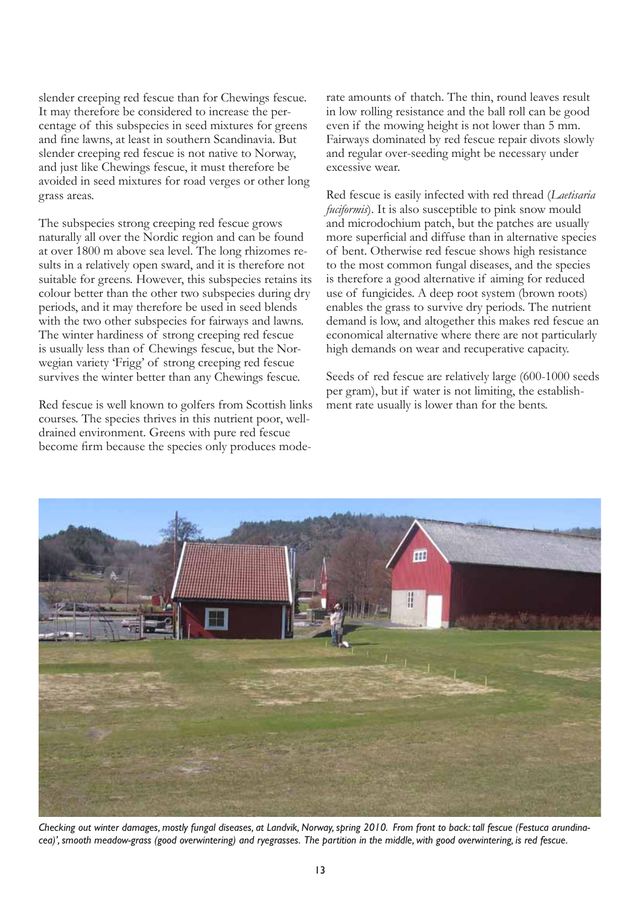slender creeping red fescue than for Chewings fescue. It may therefore be considered to increase the percentage of this subspecies in seed mixtures for greens and fine lawns, at least in southern Scandinavia. But slender creeping red fescue is not native to Norway, and just like Chewings fescue, it must therefore be avoided in seed mixtures for road verges or other long grass areas.

The subspecies strong creeping red fescue grows naturally all over the Nordic region and can be found at over 1800 m above sea level. The long rhizomes results in a relatively open sward, and it is therefore not suitable for greens. However, this subspecies retains its colour better than the other two subspecies during dry periods, and it may therefore be used in seed blends with the two other subspecies for fairways and lawns. The winter hardiness of strong creeping red fescue is usually less than of Chewings fescue, but the Norwegian variety 'Frigg' of strong creeping red fescue survives the winter better than any Chewings fescue.

Red fescue is well known to golfers from Scottish links courses. The species thrives in this nutrient poor, well-drained environment. Greens with pure red fescue become firm because the species only produces moderate amounts of thatch. The thin, round leaves result in low rolling resistance and the ball roll can be good even if the mowing height is not lower than 5 mm. Fairways dominated by red fescue repair divots slowly and regular over-seeding might be necessary under excessive wear.

Red fescue is easily infected with red thread (*Laetisaria fuciformis*). It is also susceptible to pink snow mould and microdochium patch, but the patches are usually more superficial and diffuse than in alternative species of bent. Otherwise red fescue shows high resistance to the most common fungal diseases, and the species is therefore a good alternative if aiming for reduced use of fungicides. A deep root system (brown roots) enables the grass to survive dry periods. The nutrient demand is low, and altogether this makes red fescue an economical alternative where there are not particularly high demands on wear and recuperative capacity.

Seeds of red fescue are relatively large (600-1000 seeds per gram), but if water is not limiting, the establishment rate usually is lower than for the bents.

*Checking out winter damages, mostly fungal diseases, at Landvik, Norway, spring 2010. From front to back: tall fescue (Festuca arundinacea)', smooth meadow-grass (good overwintering) and ryegrasses. The partition in the middle, with good overwintering, is red fescue.*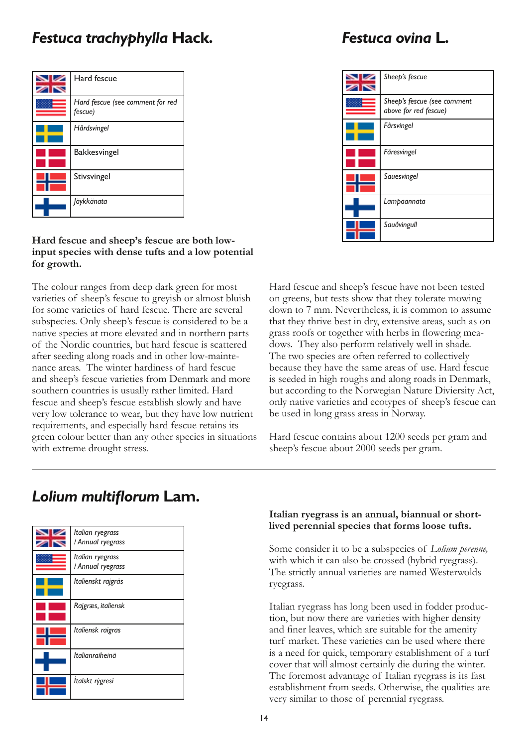## *Festuca trachyphylla* Hack.

| Flag | Name |
|---|---|
| UK | Hard fescue |
| US | *Hard fescue (see comment for red fescue)* |
| Sweden | *Hårdsvingel* |
| Denmark | Bakkesvingel |
| Norway | Stivsvingel |
| Finland | *Jäykkänata* |

## *Festuca ovina* L.

| Flag | Name |
|---|---|
| UK | *Sheep's fescue* |
| US | *Sheep's fescue (see comment above for red fescue)* |
| Sweden | *Fårsvingel* |
| Denmark | *Fåresvingel* |
| Norway | *Sauesvingel* |
| Finland | *Lampaannata* |
| Iceland | *Sauðvingull* |

**Hard fescue and sheep's fescue are both low-input species with dense tufts and a low potential for growth.**

The colour ranges from deep dark green for most varieties of sheep's fescue to greyish or almost bluish for some varieties of hard fescue. There are several subspecies. Only sheep's fescue is considered to be a native species at more elevated and in northern parts of the Nordic countries, but hard fescue is scattered after seeding along roads and in other low-maintenance areas. The winter hardiness of hard fescue and sheep's fescue varieties from Denmark and more southern countries is usually rather limited. Hard fescue and sheep's fescue establish slowly and have very low tolerance to wear, but they have low nutrient requirements, and especially hard fescue retains its green colour better than any other species in situations with extreme drought stress.

Hard fescue and sheep's fescue have not been tested on greens, but tests show that they tolerate mowing down to 7 mm. Nevertheless, it is common to assume that they thrive best in dry, extensive areas, such as on grass roofs or together with herbs in flowering meadows. They also perform relatively well in shade. The two species are often referred to collectively because they have the same areas of use. Hard fescue is seeded in high roughs and along roads in Denmark, but according to the Norwegian Nature Diviersity Act, only native varieties and ecotypes of sheep's fescue can be used in long grass areas in Norway.

Hard fescue contains about 1200 seeds per gram and sheep's fescue about 2000 seeds per gram.

## *Lolium multiflorum* Lam.

| Flag | Name |
|---|---|
| UK | *Italian ryegrass / Annual ryegrass* |
| US | *Italian ryegrass / Annual ryegrass* |
| Sweden | *Italienskt rajgräs* |
| Denmark | *Rajgræs, italiensk* |
| Norway | *Italiensk raigras* |
| Finland | *Italianraiheinä* |
| Iceland | *Ítalskt rýgresi* |

**Italian ryegrass is an annual, biannual or short-lived perennial species that forms loose tufts.**

Some consider it to be a subspecies of *Lolium perenne,* with which it can also be crossed (hybrid ryegrass). The strictly annual varieties are named Westerwolds ryegrass.

Italian ryegrass has long been used in fodder production, but now there are varieties with higher density and finer leaves, which are suitable for the amenity turf market. These varieties can be used where there is a need for quick, temporary establishment of a turf cover that will almost certainly die during the winter. The foremost advantage of Italian ryegrass is its fast establishment from seeds. Otherwise, the qualities are very similar to those of perennial ryegrass.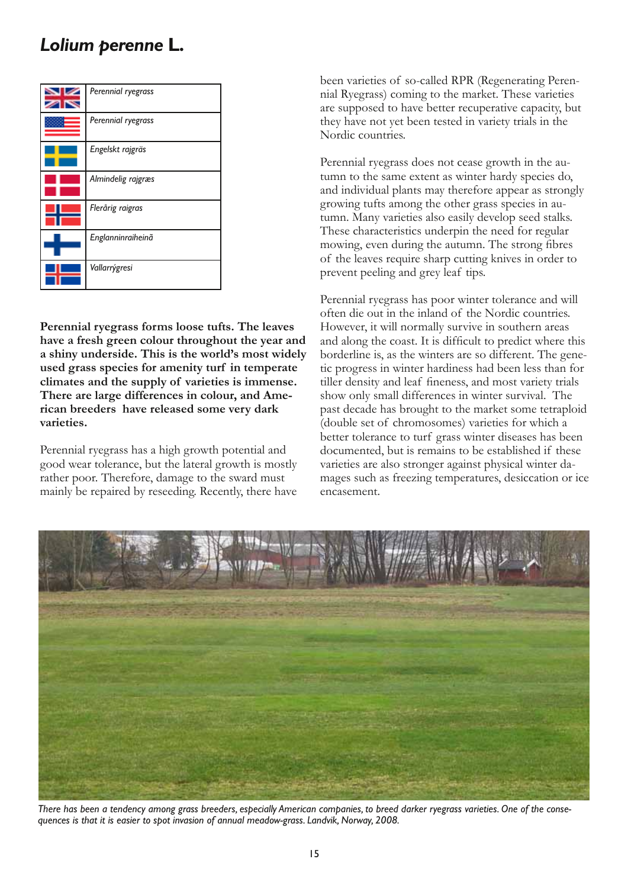# *Lolium perenne* L.

| | |
|---|---|
| | *Perennial ryegrass* |
| | *Perennial ryegrass* |
| | *Engelskt rajgräs* |
| | *Almindelig rajgræs* |
| | *Flerårig raigras* |
| | *Englanninraiheinä* |
| | *Vallarrýgresi* |

**Perennial ryegrass forms loose tufts. The leaves have a fresh green colour throughout the year and a shiny underside. This is the world's most widely used grass species for amenity turf in temperate climates and the supply of varieties is immense. There are large differences in colour, and American breeders have released some very dark varieties.**

Perennial ryegrass has a high growth potential and good wear tolerance, but the lateral growth is mostly rather poor. Therefore, damage to the sward must mainly be repaired by reseeding. Recently, there have been varieties of so-called RPR (Regenerating Perennial Ryegrass) coming to the market. These varieties are supposed to have better recuperative capacity, but they have not yet been tested in variety trials in the Nordic countries.

Perennial ryegrass does not cease growth in the autumn to the same extent as winter hardy species do, and individual plants may therefore appear as strongly growing tufts among the other grass species in autumn. Many varieties also easily develop seed stalks. These characteristics underpin the need for regular mowing, even during the autumn. The strong fibres of the leaves require sharp cutting knives in order to prevent peeling and grey leaf tips.

Perennial ryegrass has poor winter tolerance and will often die out in the inland of the Nordic countries. However, it will normally survive in southern areas and along the coast. It is difficult to predict where this borderline is, as the winters are so different. The genetic progress in winter hardiness had been less than for tiller density and leaf fineness, and most variety trials show only small differences in winter survival. The past decade has brought to the market some tetraploid (double set of chromosomes) varieties for which a better tolerance to turf grass winter diseases has been documented, but is remains to be established if these varieties are also stronger against physical winter damages such as freezing temperatures, desiccation or ice encasement.

*There has been a tendency among grass breeders, especially American companies, to breed darker ryegrass varieties. One of the consequences is that it is easier to spot invasion of annual meadow-grass. Landvik, Norway, 2008.*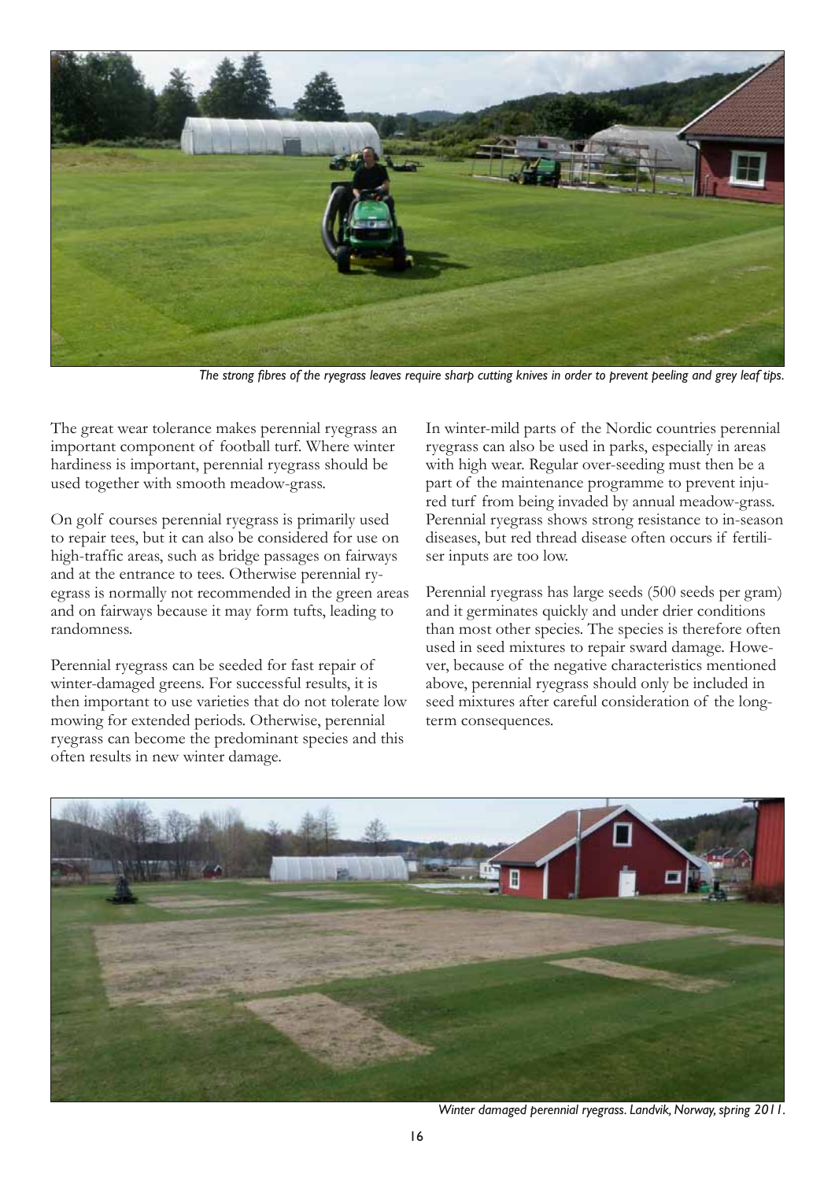*The strong fibres of the ryegrass leaves require sharp cutting knives in order to prevent peeling and grey leaf tips.*

The great wear tolerance makes perennial ryegrass an important component of football turf. Where winter hardiness is important, perennial ryegrass should be used together with smooth meadow-grass.

On golf courses perennial ryegrass is primarily used to repair tees, but it can also be considered for use on high-traffic areas, such as bridge passages on fairways and at the entrance to tees. Otherwise perennial ryegrass is normally not recommended in the green areas and on fairways because it may form tufts, leading to randomness.

Perennial ryegrass can be seeded for fast repair of winter-damaged greens. For successful results, it is then important to use varieties that do not tolerate low mowing for extended periods. Otherwise, perennial ryegrass can become the predominant species and this often results in new winter damage.

In winter-mild parts of the Nordic countries perennial ryegrass can also be used in parks, especially in areas with high wear. Regular over-seeding must then be a part of the maintenance programme to prevent injured turf from being invaded by annual meadow-grass. Perennial ryegrass shows strong resistance to in-season diseases, but red thread disease often occurs if fertiliser inputs are too low.

Perennial ryegrass has large seeds (500 seeds per gram) and it germinates quickly and under drier conditions than most other species. The species is therefore often used in seed mixtures to repair sward damage. However, because of the negative characteristics mentioned above, perennial ryegrass should only be included in seed mixtures after careful consideration of the long-term consequences.

*Winter damaged perennial ryegrass. Landvik, Norway, spring 2011.*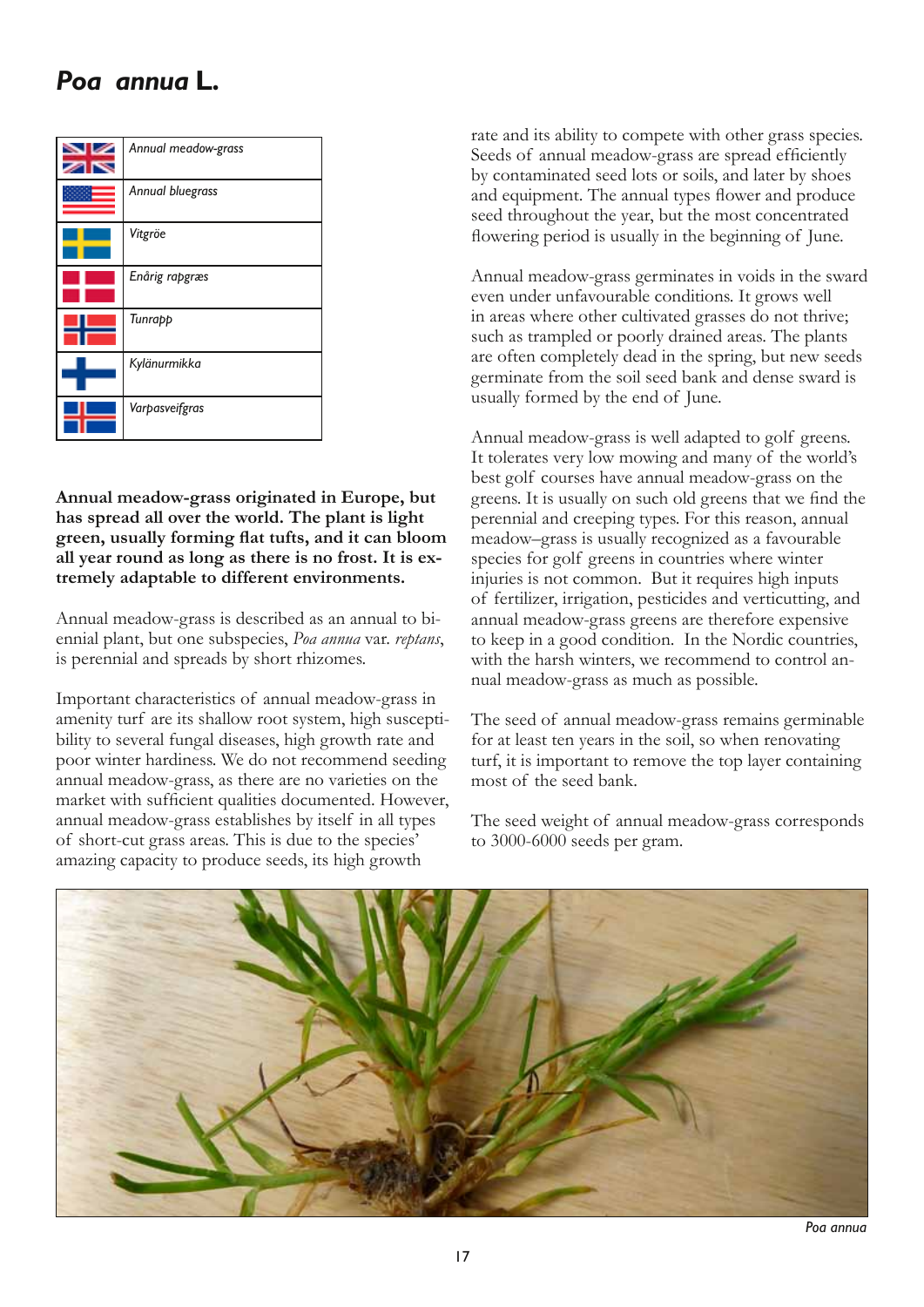# *Poa annua* L.

| Flag | Name |
|---|---|
| UK | *Annual meadow-grass* |
| US | *Annual bluegrass* |
| Sweden | *Vitgröe* |
| Denmark | *Enårig rapgræs* |
| Norway | *Tunrapp* |
| Finland | *Kylänurmikka* |
| Iceland | *Varpasveifgras* |

**Annual meadow-grass originated in Europe, but has spread all over the world. The plant is light green, usually forming flat tufts, and it can bloom all year round as long as there is no frost. It is extremely adaptable to different environments.**

Annual meadow-grass is described as an annual to biennial plant, but one subspecies, *Poa annua* var. *reptans*, is perennial and spreads by short rhizomes.

Important characteristics of annual meadow-grass in amenity turf are its shallow root system, high susceptibility to several fungal diseases, high growth rate and poor winter hardiness. We do not recommend seeding annual meadow-grass, as there are no varieties on the market with sufficient qualities documented. However, annual meadow-grass establishes by itself in all types of short-cut grass areas. This is due to the species' amazing capacity to produce seeds, its high growth rate and its ability to compete with other grass species. Seeds of annual meadow-grass are spread efficiently by contaminated seed lots or soils, and later by shoes and equipment. The annual types flower and produce seed throughout the year, but the most concentrated flowering period is usually in the beginning of June.

Annual meadow-grass germinates in voids in the sward even under unfavourable conditions. It grows well in areas where other cultivated grasses do not thrive; such as trampled or poorly drained areas. The plants are often completely dead in the spring, but new seeds germinate from the soil seed bank and dense sward is usually formed by the end of June.

Annual meadow-grass is well adapted to golf greens. It tolerates very low mowing and many of the world's best golf courses have annual meadow-grass on the greens. It is usually on such old greens that we find the perennial and creeping types. For this reason, annual meadow–grass is usually recognized as a favourable species for golf greens in countries where winter injuries is not common. But it requires high inputs of fertilizer, irrigation, pesticides and verticutting, and annual meadow-grass greens are therefore expensive to keep in a good condition. In the Nordic countries, with the harsh winters, we recommend to control annual meadow-grass as much as possible.

The seed of annual meadow-grass remains germinable for at least ten years in the soil, so when renovating turf, it is important to remove the top layer containing most of the seed bank.

The seed weight of annual meadow-grass corresponds to 3000-6000 seeds per gram.

*Poa annua*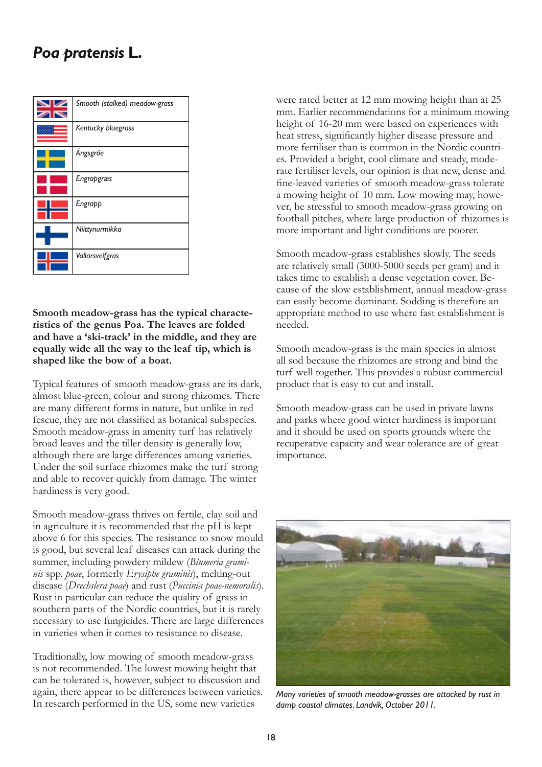# *Poa pratensis* L.

| | |
|---|---|
| | *Smooth (stalked) meadow-grass* |
| | *Kentucky bluegrass* |
| | *Ängsgröe* |
| | *Engrapgræs* |
| | *Engrapp* |
| | *Niittynurmikka* |
| | *Vallarsveifgras* |

**Smooth meadow-grass has the typical characteristics of the genus Poa. The leaves are folded and have a 'ski-track' in the middle, and they are equally wide all the way to the leaf tip, which is shaped like the bow of a boat.**

Typical features of smooth meadow-grass are its dark, almost blue-green, colour and strong rhizomes. There are many different forms in nature, but unlike in red fescue, they are not classified as botanical subspecies. Smooth meadow-grass in amenity turf has relatively broad leaves and the tiller density is generally low, although there are large differences among varieties. Under the soil surface rhizomes make the turf strong and able to recover quickly from damage. The winter hardiness is very good.

Smooth meadow-grass thrives on fertile, clay soil and in agriculture it is recommended that the pH is kept above 6 for this species. The resistance to snow mould is good, but several leaf diseases can attack during the summer, including powdery mildew (*Blumeria graminis* spp. *poae*, formerly *Erysiphe graminis*), melting-out disease (*Drechslera poae*) and rust (*Puccinia poae-nemoralis*). Rust in particular can reduce the quality of grass in southern parts of the Nordic countries, but it is rarely necessary to use fungicides. There are large differences in varieties when it comes to resistance to disease.

Traditionally, low mowing of smooth meadow-grass is not recommended. The lowest mowing height that can be tolerated is, however, subject to discussion and again, there appear to be differences between varieties. In research performed in the US, some new varieties were rated better at 12 mm mowing height than at 25 mm. Earlier recommendations for a minimum mowing height of 16-20 mm were based on experiences with heat stress, significantly higher disease pressure and more fertiliser than is common in the Nordic countries. Provided a bright, cool climate and steady, moderate fertiliser levels, our opinion is that new, dense and fine-leaved varieties of smooth meadow-grass tolerate a mowing height of 10 mm. Low mowing may, however, be stressful to smooth meadow-grass growing on football pitches, where large production of rhizomes is more important and light conditions are poorer.

Smooth meadow-grass establishes slowly. The seeds are relatively small (3000-5000 seeds per gram) and it takes time to establish a dense vegetation cover. Because of the slow establishment, annual meadow-grass can easily become dominant. Sodding is therefore an appropriate method to use where fast establishment is needed.

Smooth meadow-grass is the main species in almost all sod because the rhizomes are strong and bind the turf well together. This provides a robust commercial product that is easy to cut and install.

Smooth meadow-grass can be used in private lawns and parks where good winter hardiness is important and it should be used on sports grounds where the recuperative capacity and wear tolerance are of great importance.

*Many varieties of smooth meadow-grasses are attacked by rust in damp coastal climates. Landvik, October 2011.*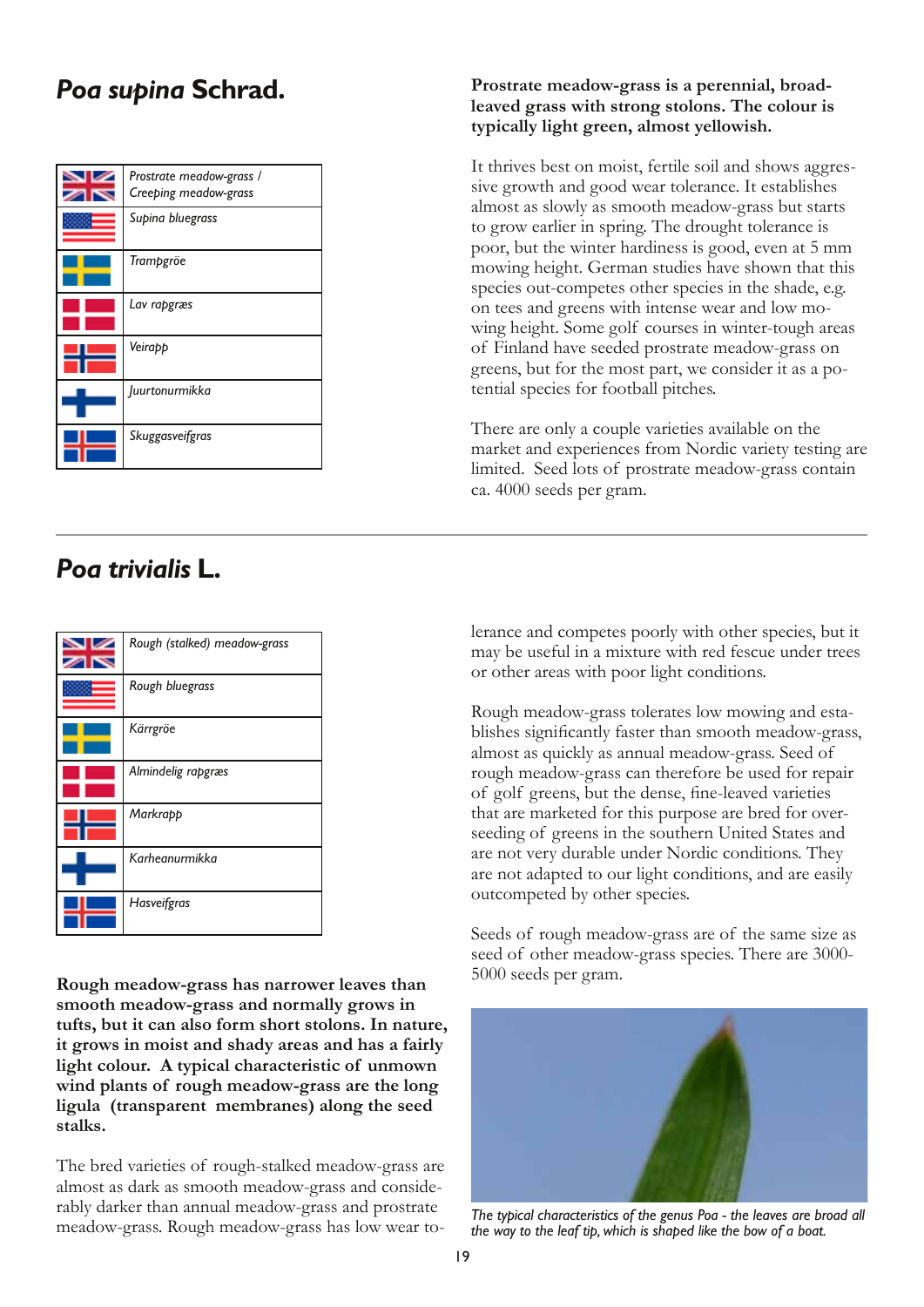## *Poa supina* Schrad.

| Language | Name |
|---|---|
| UK | *Prostrate meadow-grass / Creeping meadow-grass* |
| US | *Supina bluegrass* |
| Sweden | *Trampgröe* |
| Denmark | *Lav rapgræs* |
| Norway | *Veirapp* |
| Finland | *Juurtonurmikka* |
| Iceland | *Skuggasveifgras* |

**Prostrate meadow-grass is a perennial, broad-leaved grass with strong stolons. The colour is typically light green, almost yellowish.**

It thrives best on moist, fertile soil and shows aggressive growth and good wear tolerance. It establishes almost as slowly as smooth meadow-grass but starts to grow earlier in spring. The drought tolerance is poor, but the winter hardiness is good, even at 5 mm mowing height. German studies have shown that this species out-competes other species in the shade, e.g. on tees and greens with intense wear and low mowing height. Some golf courses in winter-tough areas of Finland have seeded prostrate meadow-grass on greens, but for the most part, we consider it as a potential species for football pitches.

There are only a couple varieties available on the market and experiences from Nordic variety testing are limited. Seed lots of prostrate meadow-grass contain ca. 4000 seeds per gram.

## *Poa trivialis* L.

| Language | Name |
|---|---|
| UK | *Rough (stalked) meadow-grass* |
| US | *Rough bluegrass* |
| Sweden | *Kärrgröe* |
| Denmark | *Almindelig rapgræs* |
| Norway | *Markrapp* |
| Finland | *Karheanurmikka* |
| Iceland | *Hasveifgras* |

**Rough meadow-grass has narrower leaves than smooth meadow-grass and normally grows in tufts, but it can also form short stolons. In nature, it grows in moist and shady areas and has a fairly light colour. A typical characteristic of unmown wind plants of rough meadow-grass are the long ligula (transparent membranes) along the seed stalks.**

The bred varieties of rough-stalked meadow-grass are almost as dark as smooth meadow-grass and considerably darker than annual meadow-grass and prostrate meadow-grass. Rough meadow-grass has low wear tolerance and competes poorly with other species, but it may be useful in a mixture with red fescue under trees or other areas with poor light conditions.

Rough meadow-grass tolerates low mowing and establishes significantly faster than smooth meadow-grass, almost as quickly as annual meadow-grass. Seed of rough meadow-grass can therefore be used for repair of golf greens, but the dense, fine-leaved varieties that are marketed for this purpose are bred for overseeding of greens in the southern United States and are not very durable under Nordic conditions. They are not adapted to our light conditions, and are easily outcompeted by other species.

Seeds of rough meadow-grass are of the same size as seed of other meadow-grass species. There are 3000-5000 seeds per gram.

*The typical characteristics of the genus Poa - the leaves are broad all the way to the leaf tip, which is shaped like the bow of a boat.*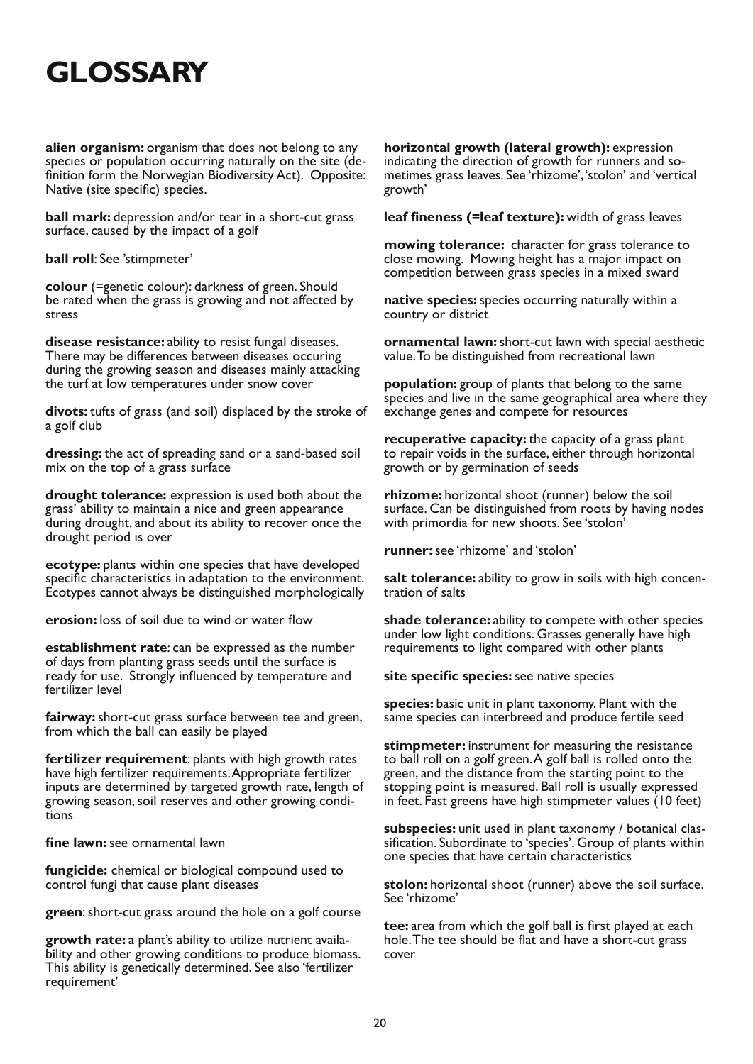# GLOSSARY

**alien organism:** organism that does not belong to any species or population occurring naturally on the site (definition form the Norwegian Biodiversity Act). Opposite: Native (site specific) species.

**ball mark:** depression and/or tear in a short-cut grass surface, caused by the impact of a golf

**ball roll**: See 'stimpmeter'

**colour** (=genetic colour): darkness of green. Should be rated when the grass is growing and not affected by stress

**disease resistance:** ability to resist fungal diseases. There may be differences between diseases occuring during the growing season and diseases mainly attacking the turf at low temperatures under snow cover

**divots:** tufts of grass (and soil) displaced by the stroke of a golf club

**dressing:** the act of spreading sand or a sand-based soil mix on the top of a grass surface

**drought tolerance:** expression is used both about the grass' ability to maintain a nice and green appearance during drought, and about its ability to recover once the drought period is over

**ecotype:** plants within one species that have developed specific characteristics in adaptation to the environment. Ecotypes cannot always be distinguished morphologically

**erosion:** loss of soil due to wind or water flow

**establishment rate**: can be expressed as the number of days from planting grass seeds until the surface is ready for use. Strongly influenced by temperature and fertilizer level

**fairway:** short-cut grass surface between tee and green, from which the ball can easily be played

**fertilizer requirement**: plants with high growth rates have high fertilizer requirements. Appropriate fertilizer inputs are determined by targeted growth rate, length of growing season, soil reserves and other growing conditions

**fine lawn:** see ornamental lawn

**fungicide:** chemical or biological compound used to control fungi that cause plant diseases

**green**: short-cut grass around the hole on a golf course

**growth rate:** a plant's ability to utilize nutrient availability and other growing conditions to produce biomass. This ability is genetically determined. See also 'fertilizer requirement'

**horizontal growth (lateral growth):** expression indicating the direction of growth for runners and sometimes grass leaves. See 'rhizome', 'stolon' and 'vertical growth'

**leaf fineness (=leaf texture):** width of grass leaves

**mowing tolerance:** character for grass tolerance to close mowing. Mowing height has a major impact on competition between grass species in a mixed sward

**native species:** species occurring naturally within a country or district

**ornamental lawn:** short-cut lawn with special aesthetic value. To be distinguished from recreational lawn

**population:** group of plants that belong to the same species and live in the same geographical area where they exchange genes and compete for resources

**recuperative capacity:** the capacity of a grass plant to repair voids in the surface, either through horizontal growth or by germination of seeds

**rhizome:** horizontal shoot (runner) below the soil surface. Can be distinguished from roots by having nodes with primordia for new shoots. See 'stolon'

**runner:** see 'rhizome' and 'stolon'

**salt tolerance:** ability to grow in soils with high concentration of salts

**shade tolerance:** ability to compete with other species under low light conditions. Grasses generally have high requirements to light compared with other plants

**site specific species:** see native species

**species:** basic unit in plant taxonomy. Plant with the same species can interbreed and produce fertile seed

**stimpmeter:** instrument for measuring the resistance to ball roll on a golf green. A golf ball is rolled onto the green, and the distance from the starting point to the stopping point is measured. Ball roll is usually expressed in feet. Fast greens have high stimpmeter values (10 feet)

**subspecies:** unit used in plant taxonomy / botanical classification. Subordinate to 'species'. Group of plants within one species that have certain characteristics

**stolon:** horizontal shoot (runner) above the soil surface. See 'rhizome'

**tee:** area from which the golf ball is first played at each hole. The tee should be flat and have a short-cut grass cover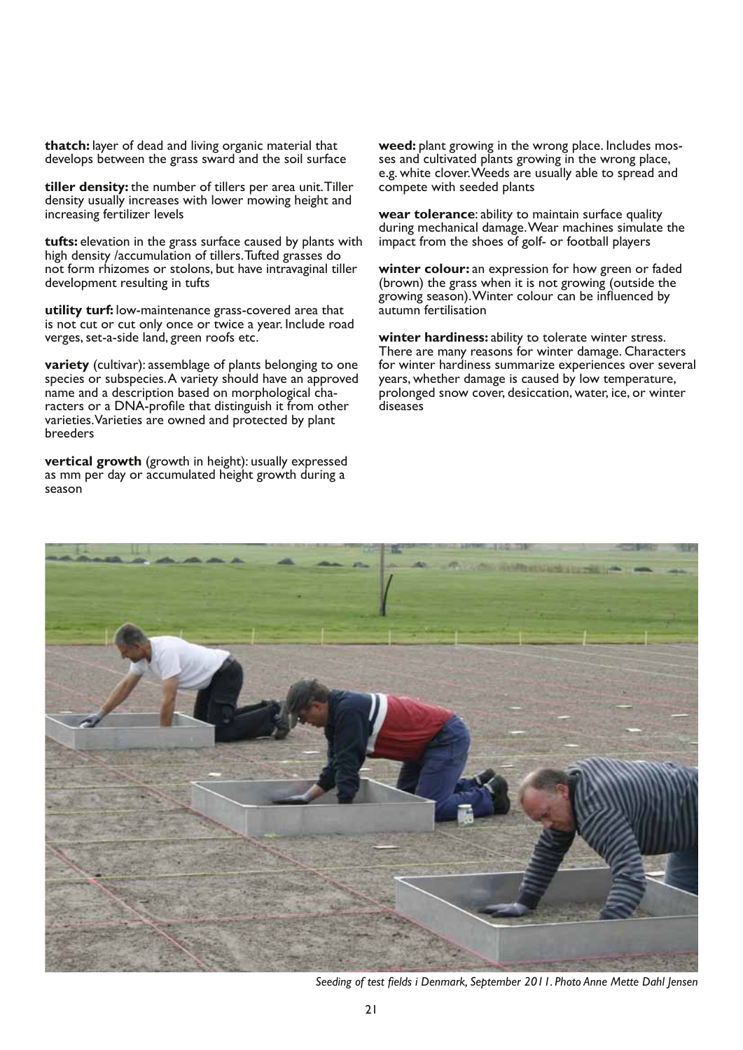**thatch:** layer of dead and living organic material that develops between the grass sward and the soil surface

**tiller density:** the number of tillers per area unit. Tiller density usually increases with lower mowing height and increasing fertilizer levels

**tufts:** elevation in the grass surface caused by plants with high density /accumulation of tillers. Tufted grasses do not form rhizomes or stolons, but have intravaginal tiller development resulting in tufts

**utility turf:** low-maintenance grass-covered area that is not cut or cut only once or twice a year. Include road verges, set-a-side land, green roofs etc.

**variety** (cultivar): assemblage of plants belonging to one species or subspecies. A variety should have an approved name and a description based on morphological characters or a DNA-profile that distinguish it from other varieties. Varieties are owned and protected by plant breeders

**vertical growth** (growth in height): usually expressed as mm per day or accumulated height growth during a season

**weed:** plant growing in the wrong place. Includes mosses and cultivated plants growing in the wrong place, e.g. white clover. Weeds are usually able to spread and compete with seeded plants

**wear tolerance**: ability to maintain surface quality during mechanical damage. Wear machines simulate the impact from the shoes of golf- or football players

**winter colour:** an expression for how green or faded (brown) the grass when it is not growing (outside the growing season). Winter colour can be influenced by autumn fertilisation

**winter hardiness:** ability to tolerate winter stress. There are many reasons for winter damage. Characters for winter hardiness summarize experiences over several years, whether damage is caused by low temperature, prolonged snow cover, desiccation, water, ice, or winter diseases

*Seeding of test fields i Denmark, September 2011. Photo Anne Mette Dahl Jensen*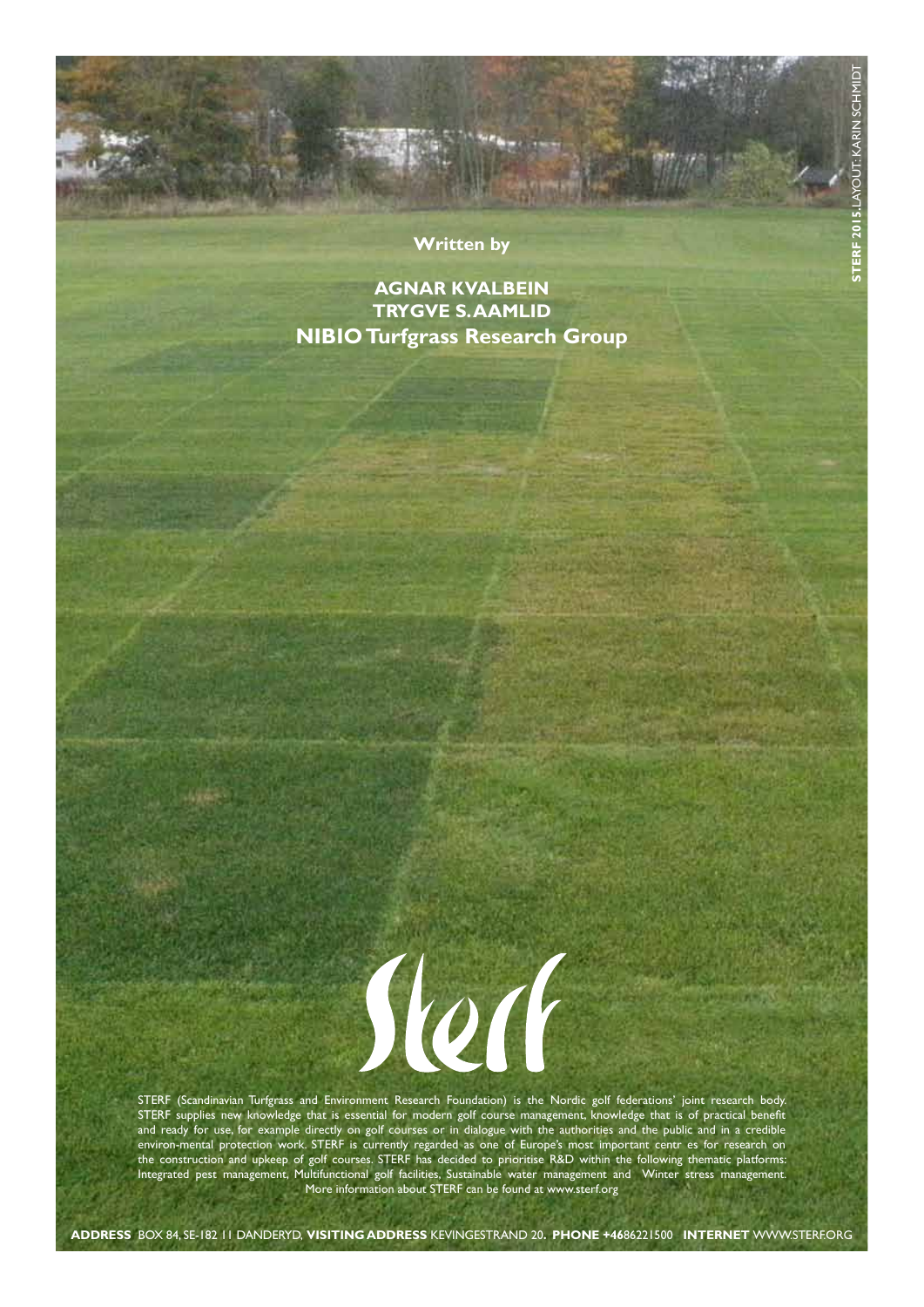**Written by**

**AGNAR KVALBEIN**
**TRYGVE S. AAMLID**
**NIBIO Turfgrass Research Group**

STERF 2015. LAYOUT: KARIN SCHMIDT

Sterf

STERF (Scandinavian Turfgrass and Environment Research Foundation) is the Nordic golf federations' joint research body. STERF supplies new knowledge that is essential for modern golf course management, knowledge that is of practical benefit and ready for use, for example directly on golf courses or in dialogue with the authorities and the public and in a credible environ-mental protection work. STERF is currently regarded as one of Europe's most important centr es for research on the construction and upkeep of golf courses. STERF has decided to prioritise R&D within the following thematic platforms: Integrated pest management, Multifunctional golf facilities, Sustainable water management and Winter stress management. More information about STERF can be found at www.sterf.org

**ADDRESS** BOX 84, SE-182 11 DANDERYD. **VISITING ADDRESS** KEVINGESTRAND 20. **PHONE +46**86221500 **INTERNET** WWW.STERF.ORG